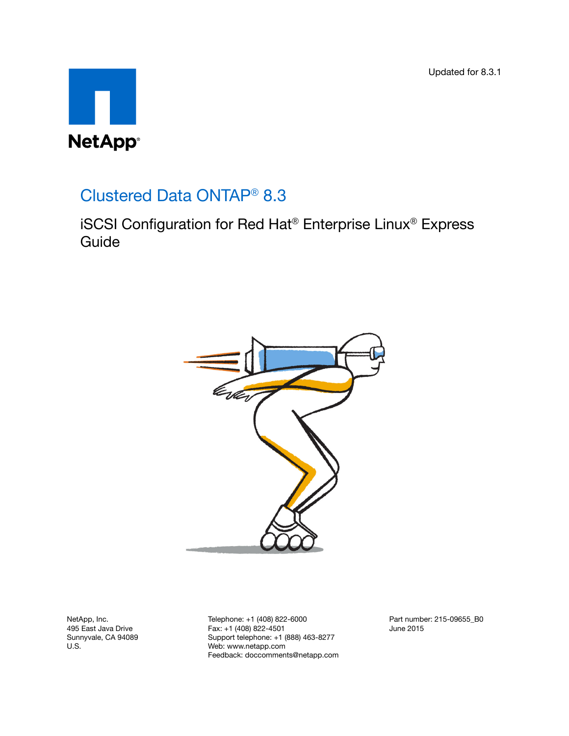Updated for 8.3.1

NetApp®

# Clustered Data ONTAP® 8.3

## iSCSI Configuration for Red Hat® Enterprise Linux® Express Guide

NetApp, Inc.
495 East Java Drive
Sunnyvale, CA 94089
U.S.

Telephone: +1 (408) 822-6000
Fax: +1 (408) 822-4501
Support telephone: +1 (888) 463-8277
Web: www.netapp.com
Feedback: doccomments@netapp.com

Part number: 215-09655_B0
June 2015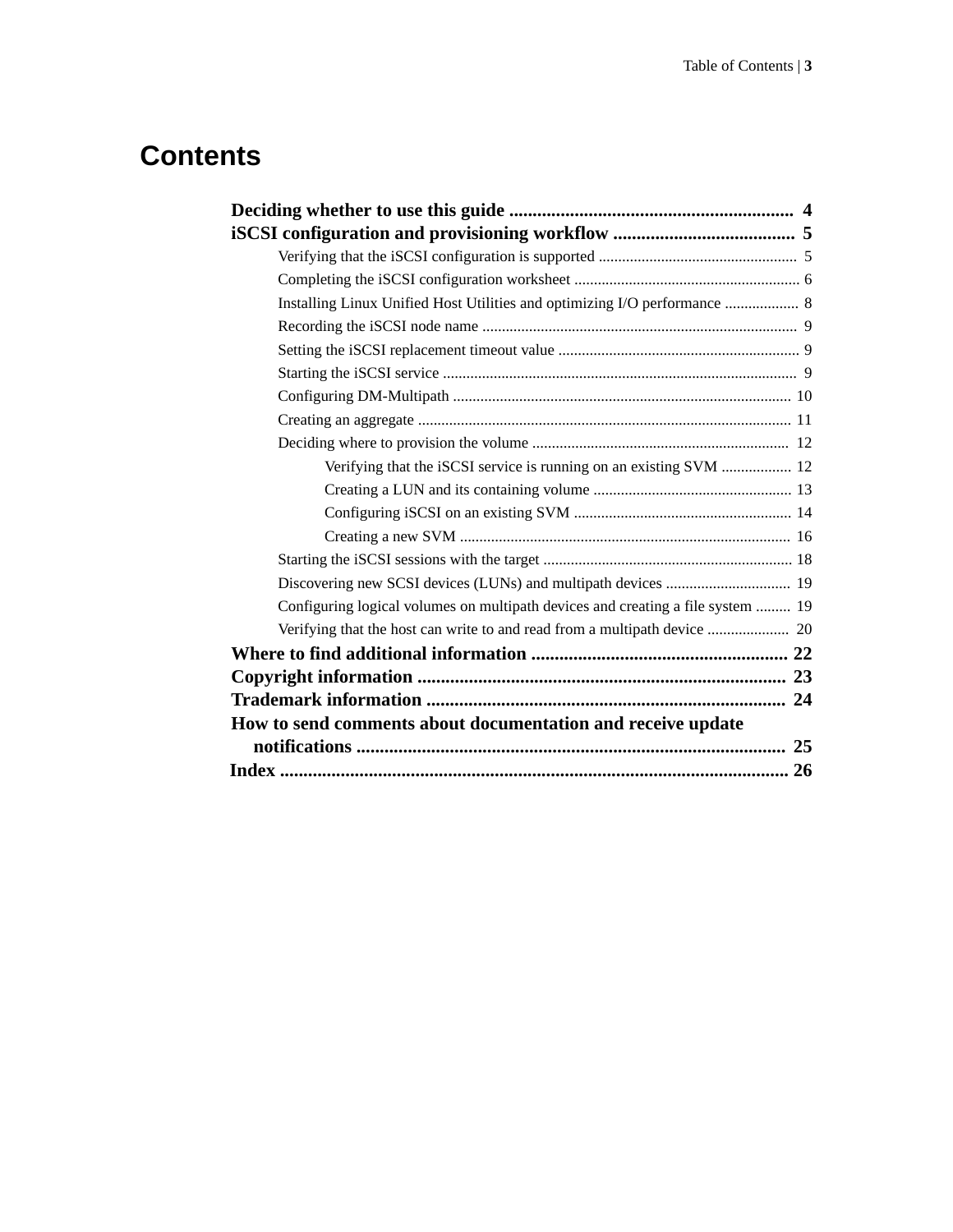# Contents

**Deciding whether to use this guide** ............................................................ 4

**iSCSI configuration and provisioning workflow** ...................................... 5

- Verifying that the iSCSI configuration is supported .................................................. 5
- Completing the iSCSI configuration worksheet ......................................................... 6
- Installing Linux Unified Host Utilities and optimizing I/O performance .................. 8
- Recording the iSCSI node name ............................................................................... 9
- Setting the iSCSI replacement timeout value ............................................................ 9
- Starting the iSCSI service ......................................................................................... 9
- Configuring DM-Multipath ..................................................................................... 10
- Creating an aggregate .............................................................................................. 11
- Deciding where to provision the volume ................................................................. 12
  - Verifying that the iSCSI service is running on an existing SVM .................. 12
  - Creating a LUN and its containing volume .................................................. 13
  - Configuring iSCSI on an existing SVM ....................................................... 14
  - Creating a new SVM .................................................................................... 16
- Starting the iSCSI sessions with the target ............................................................... 18
- Discovering new SCSI devices (LUNs) and multipath devices ................................ 19
- Configuring logical volumes on multipath devices and creating a file system ......... 19
- Verifying that the host can write to and read from a multipath device ..................... 20

**Where to find additional information** ...................................................... 22

**Copyright information** .............................................................................. 23

**Trademark information** ............................................................................ 24

**How to send comments about documentation and receive update notifications** .......................................................................................... 25

**Index** ............................................................................................................ 26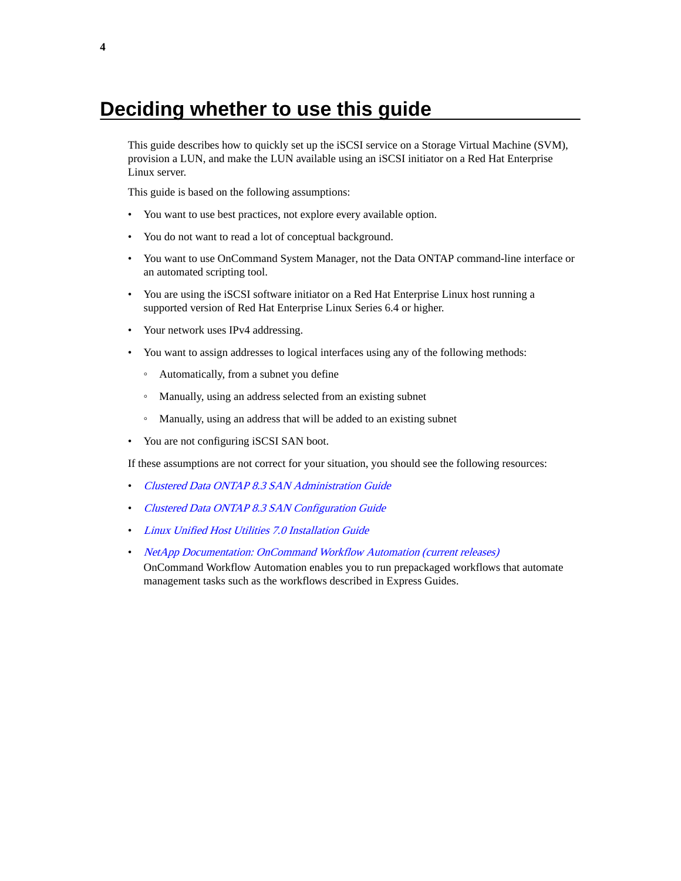# Deciding whether to use this guide

This guide describes how to quickly set up the iSCSI service on a Storage Virtual Machine (SVM), provision a LUN, and make the LUN available using an iSCSI initiator on a Red Hat Enterprise Linux server.

This guide is based on the following assumptions:

- You want to use best practices, not explore every available option.
- You do not want to read a lot of conceptual background.
- You want to use OnCommand System Manager, not the Data ONTAP command-line interface or an automated scripting tool.
- You are using the iSCSI software initiator on a Red Hat Enterprise Linux host running a supported version of Red Hat Enterprise Linux Series 6.4 or higher.
- Your network uses IPv4 addressing.
- You want to assign addresses to logical interfaces using any of the following methods:
  - Automatically, from a subnet you define
  - Manually, using an address selected from an existing subnet
  - Manually, using an address that will be added to an existing subnet
- You are not configuring iSCSI SAN boot.

If these assumptions are not correct for your situation, you should see the following resources:

- *Clustered Data ONTAP 8.3 SAN Administration Guide*
- *Clustered Data ONTAP 8.3 SAN Configuration Guide*
- *Linux Unified Host Utilities 7.0 Installation Guide*
- *NetApp Documentation: OnCommand Workflow Automation (current releases)*
  OnCommand Workflow Automation enables you to run prepackaged workflows that automate management tasks such as the workflows described in Express Guides.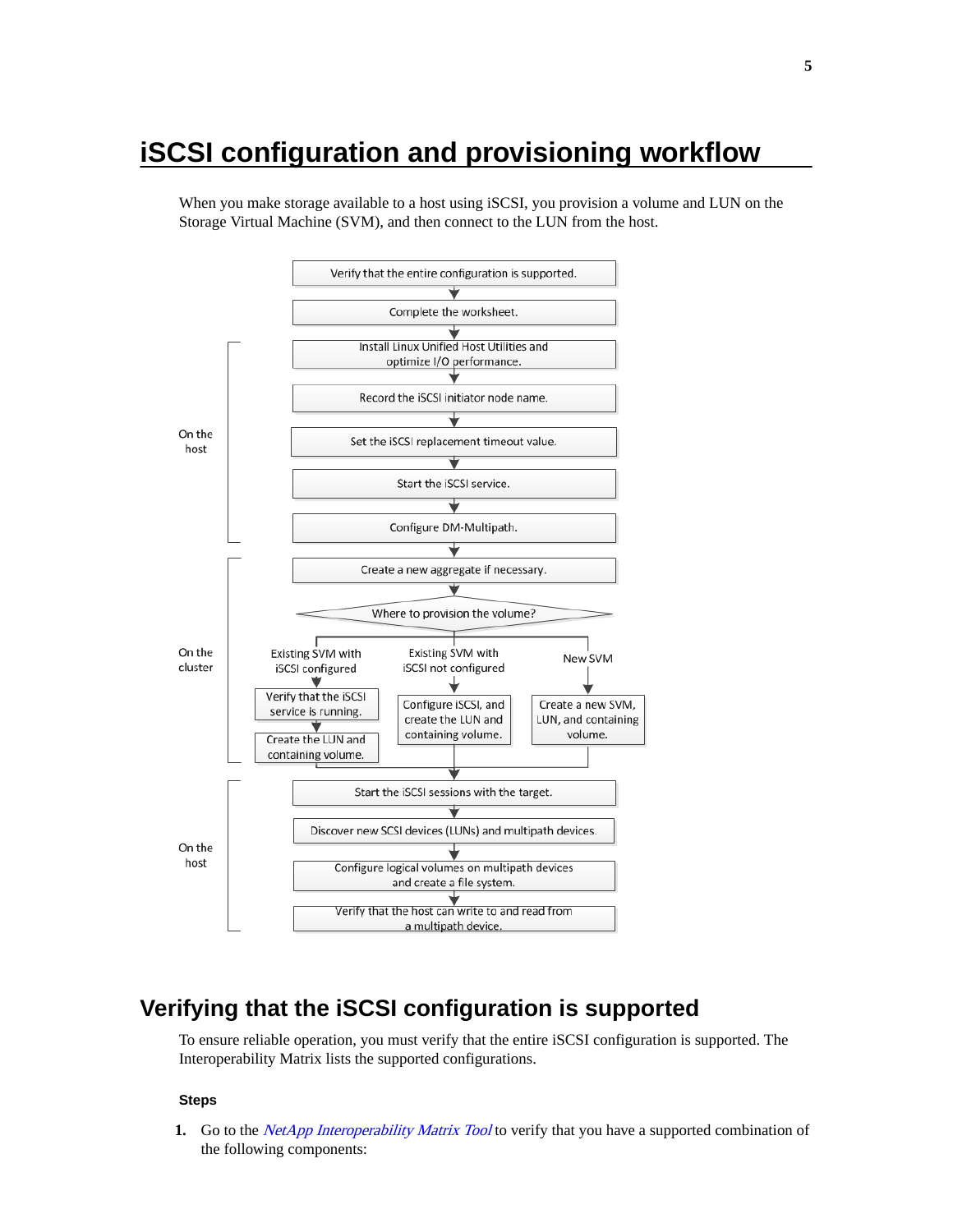# iSCSI configuration and provisioning workflow

When you make storage available to a host using iSCSI, you provision a volume and LUN on the Storage Virtual Machine (SVM), and then connect to the LUN from the host.

Verify that the entire configuration is supported.

Complete the worksheet.

On the host:

- Install Linux Unified Host Utilities and optimize I/O performance.
- Record the iSCSI initiator node name.
- Set the iSCSI replacement timeout value.
- Start the iSCSI service.
- Configure DM-Multipath.

On the cluster:

- Create a new aggregate if necessary.
- Where to provision the volume?
  - Existing SVM with iSCSI configured: Verify that the iSCSI service is running. Create the LUN and containing volume.
  - Existing SVM with iSCSI not configured: Configure iSCSI, and create the LUN and containing volume.
  - New SVM: Create a new SVM, LUN, and containing volume.

On the host:

- Start the iSCSI sessions with the target.
- Discover new SCSI devices (LUNs) and multipath devices.
- Configure logical volumes on multipath devices and create a file system.
- Verify that the host can write to and read from a multipath device.

## Verifying that the iSCSI configuration is supported

To ensure reliable operation, you must verify that the entire iSCSI configuration is supported. The Interoperability Matrix lists the supported configurations.

### Steps

1. Go to the *NetApp Interoperability Matrix Tool* to verify that you have a supported combination of the following components: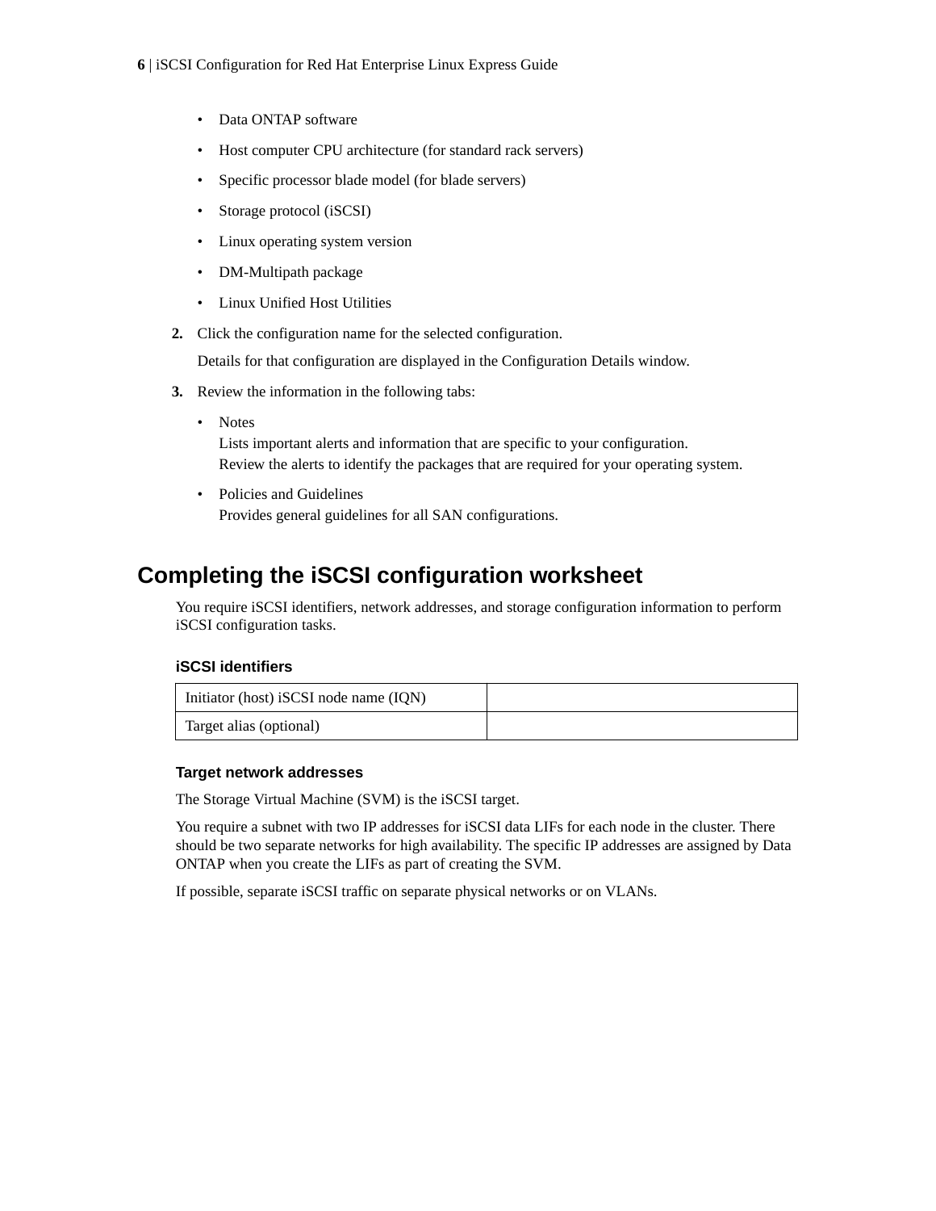- Data ONTAP software
- Host computer CPU architecture (for standard rack servers)
- Specific processor blade model (for blade servers)
- Storage protocol (iSCSI)
- Linux operating system version
- DM-Multipath package
- Linux Unified Host Utilities

2. Click the configuration name for the selected configuration.

   Details for that configuration are displayed in the Configuration Details window.

3. Review the information in the following tabs:

   - Notes
     Lists important alerts and information that are specific to your configuration.
     Review the alerts to identify the packages that are required for your operating system.
   - Policies and Guidelines
     Provides general guidelines for all SAN configurations.

## Completing the iSCSI configuration worksheet

You require iSCSI identifiers, network addresses, and storage configuration information to perform iSCSI configuration tasks.

### iSCSI identifiers

| Initiator (host) iSCSI node name (IQN) | |
|---|---|
| Target alias (optional) | |

### Target network addresses

The Storage Virtual Machine (SVM) is the iSCSI target.

You require a subnet with two IP addresses for iSCSI data LIFs for each node in the cluster. There should be two separate networks for high availability. The specific IP addresses are assigned by Data ONTAP when you create the LIFs as part of creating the SVM.

If possible, separate iSCSI traffic on separate physical networks or on VLANs.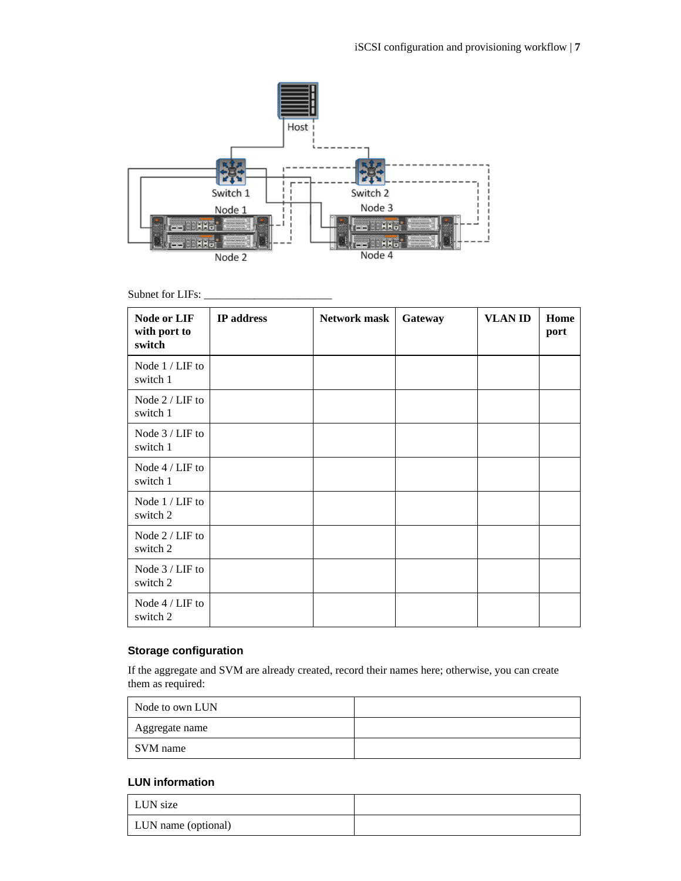Subnet for LIFs: ________________________

| Node or LIF with port to switch | IP address | Network mask | Gateway | VLAN ID | Home port |
|---|---|---|---|---|---|
| Node 1 / LIF to switch 1 | | | | | |
| Node 2 / LIF to switch 1 | | | | | |
| Node 3 / LIF to switch 1 | | | | | |
| Node 4 / LIF to switch 1 | | | | | |
| Node 1 / LIF to switch 2 | | | | | |
| Node 2 / LIF to switch 2 | | | | | |
| Node 3 / LIF to switch 2 | | | | | |
| Node 4 / LIF to switch 2 | | | | | |

### Storage configuration

If the aggregate and SVM are already created, record their names here; otherwise, you can create them as required:

| | |
|---|---|
| Node to own LUN | |
| Aggregate name | |
| SVM name | |

### LUN information

| | |
|---|---|
| LUN size | |
| LUN name (optional) | |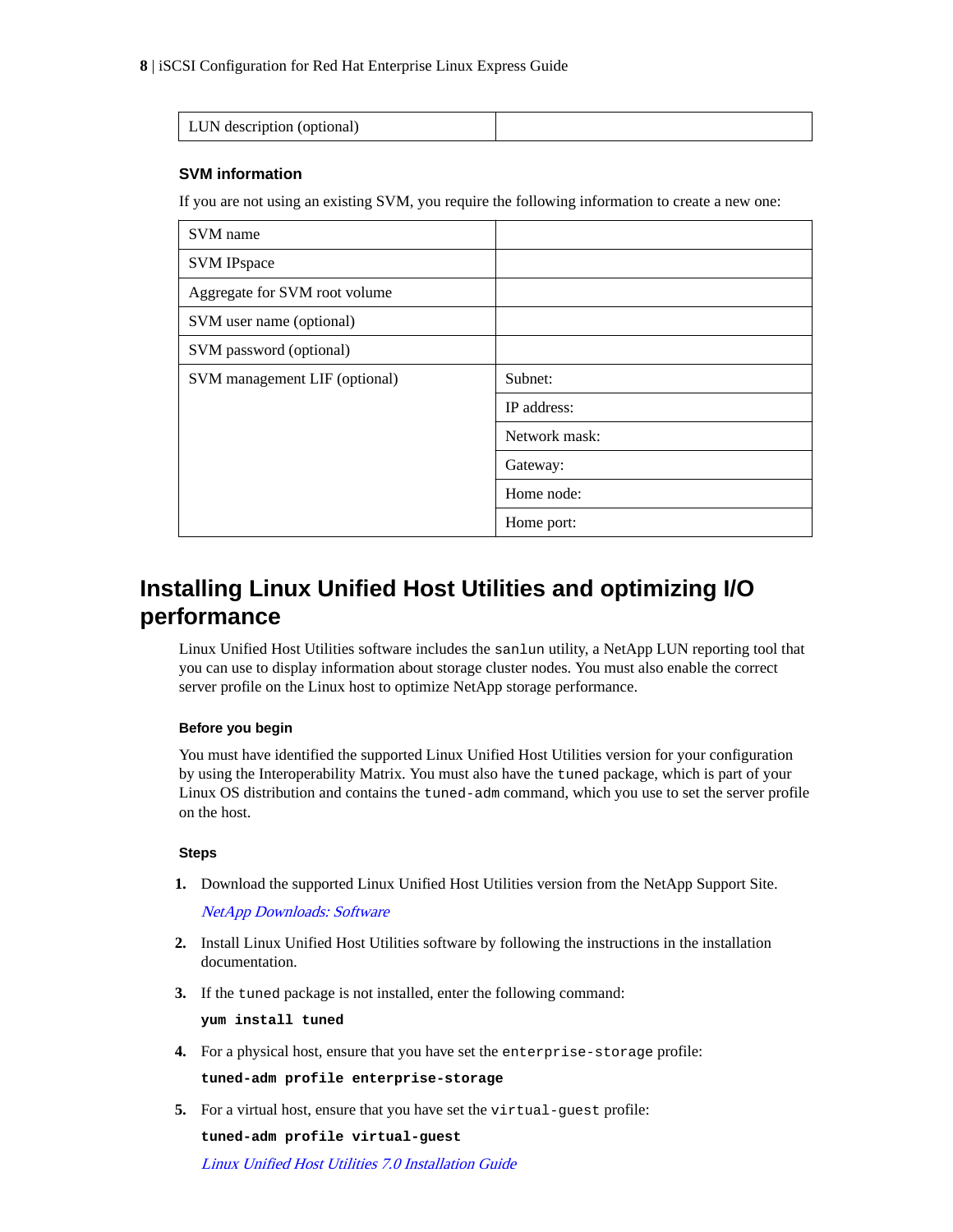| LUN description (optional) | |
|---|---|

### SVM information

If you are not using an existing SVM, you require the following information to create a new one:

| SVM name | |
|---|---|
| SVM IPspace | |
| Aggregate for SVM root volume | |
| SVM user name (optional) | |
| SVM password (optional) | |
| SVM management LIF (optional) | Subnet: |
| | IP address: |
| | Network mask: |
| | Gateway: |
| | Home node: |
| | Home port: |

## Installing Linux Unified Host Utilities and optimizing I/O performance

Linux Unified Host Utilities software includes the `sanlun` utility, a NetApp LUN reporting tool that you can use to display information about storage cluster nodes. You must also enable the correct server profile on the Linux host to optimize NetApp storage performance.

#### Before you begin

You must have identified the supported Linux Unified Host Utilities version for your configuration by using the Interoperability Matrix. You must also have the `tuned` package, which is part of your Linux OS distribution and contains the `tuned-adm` command, which you use to set the server profile on the host.

#### Steps

1. Download the supported Linux Unified Host Utilities version from the NetApp Support Site.

   *NetApp Downloads: Software*

2. Install Linux Unified Host Utilities software by following the instructions in the installation documentation.

3. If the `tuned` package is not installed, enter the following command:

   **`yum install tuned`**

4. For a physical host, ensure that you have set the `enterprise-storage` profile:

   **`tuned-adm profile enterprise-storage`**

5. For a virtual host, ensure that you have set the `virtual-guest` profile:

   **`tuned-adm profile virtual-guest`**

   *Linux Unified Host Utilities 7.0 Installation Guide*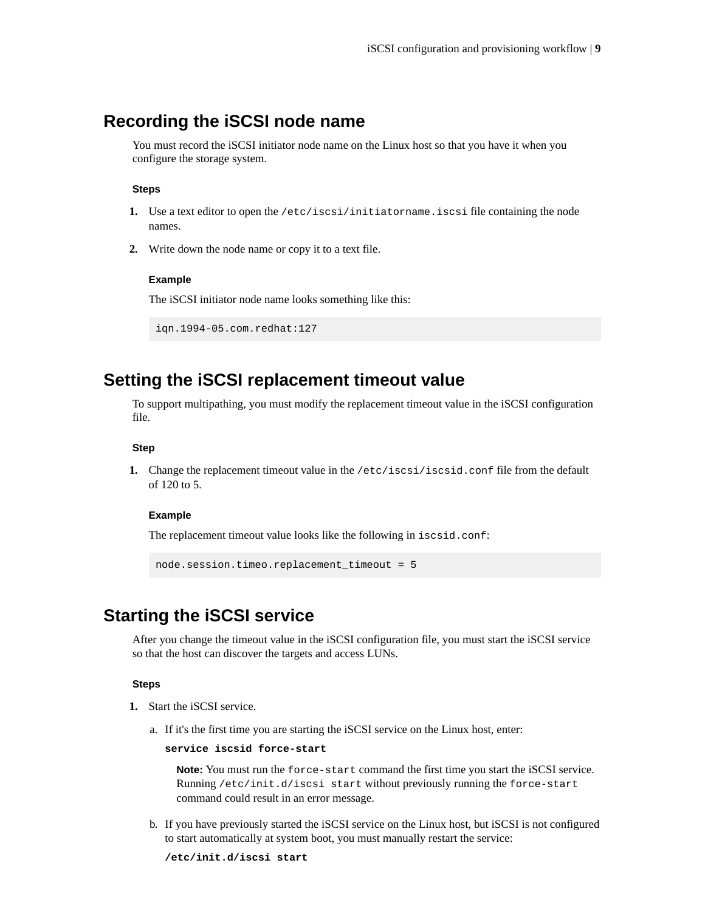## Recording the iSCSI node name

You must record the iSCSI initiator node name on the Linux host so that you have it when you configure the storage system.

**Steps**

1. Use a text editor to open the `/etc/iscsi/initiatorname.iscsi` file containing the node names.
2. Write down the node name or copy it to a text file.

   **Example**

   The iSCSI initiator node name looks something like this:

   ```
   iqn.1994-05.com.redhat:127
   ```

## Setting the iSCSI replacement timeout value

To support multipathing, you must modify the replacement timeout value in the iSCSI configuration file.

**Step**

1. Change the replacement timeout value in the `/etc/iscsi/iscsid.conf` file from the default of 120 to 5.

   **Example**

   The replacement timeout value looks like the following in `iscsid.conf`:

   ```
   node.session.timeo.replacement_timeout = 5
   ```

## Starting the iSCSI service

After you change the timeout value in the iSCSI configuration file, you must start the iSCSI service so that the host can discover the targets and access LUNs.

**Steps**

1. Start the iSCSI service.

   a. If it's the first time you are starting the iSCSI service on the Linux host, enter:

   **`service iscsid force-start`**

   > **Note:** You must run the `force-start` command the first time you start the iSCSI service. Running `/etc/init.d/iscsi start` without previously running the `force-start` command could result in an error message.

   b. If you have previously started the iSCSI service on the Linux host, but iSCSI is not configured to start automatically at system boot, you must manually restart the service:

   ***`/etc/init.d/iscsi start`***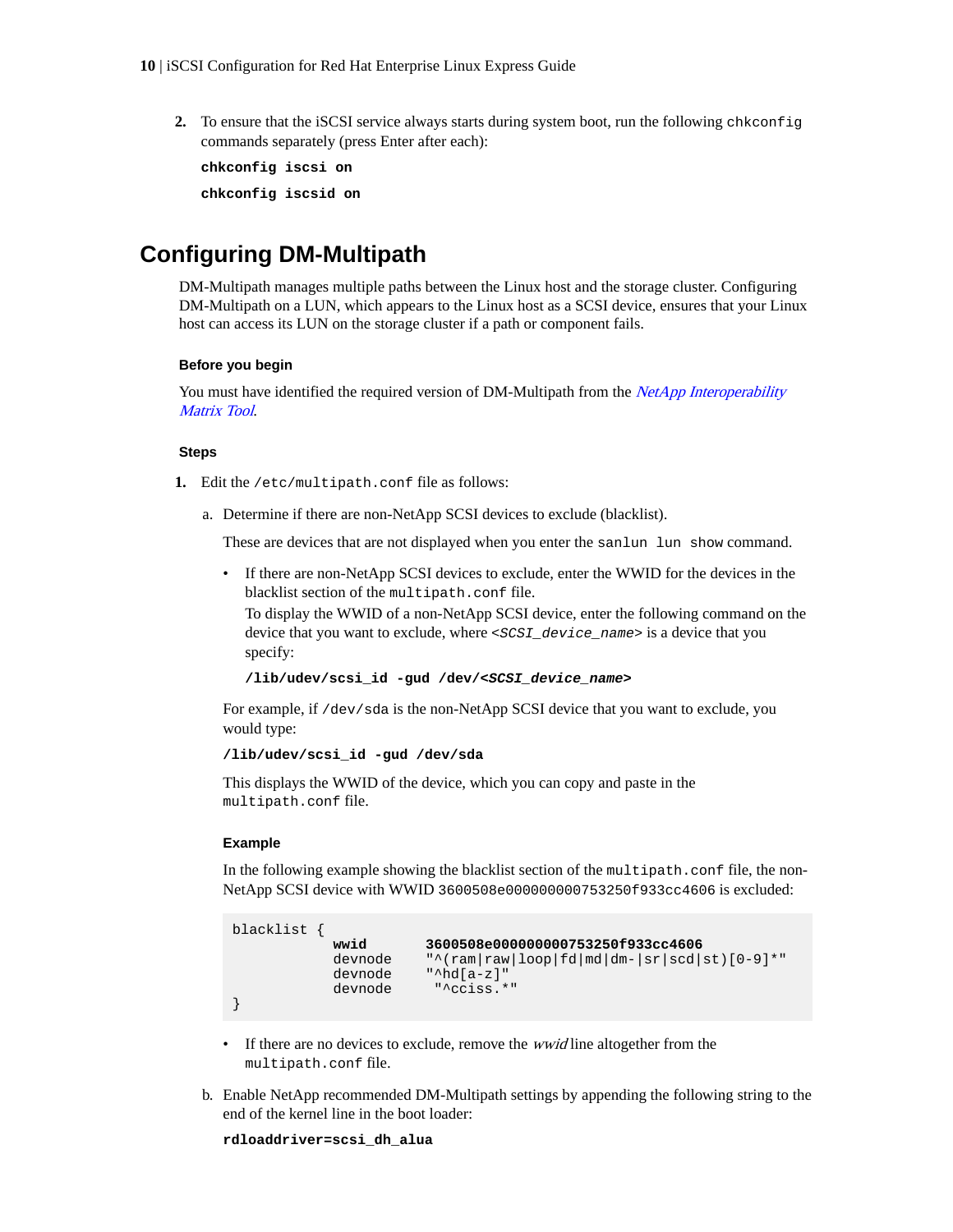2. To ensure that the iSCSI service always starts during system boot, run the following `chkconfig` commands separately (press Enter after each):

   **`chkconfig iscsi on`**

   **`chkconfig iscsid on`**

## Configuring DM-Multipath

DM-Multipath manages multiple paths between the Linux host and the storage cluster. Configuring DM-Multipath on a LUN, which appears to the Linux host as a SCSI device, ensures that your Linux host can access its LUN on the storage cluster if a path or component fails.

#### Before you begin

You must have identified the required version of DM-Multipath from the *NetApp Interoperability Matrix Tool*.

#### Steps

1. Edit the `/etc/multipath.conf` file as follows:

   a. Determine if there are non-NetApp SCSI devices to exclude (blacklist).

      These are devices that are not displayed when you enter the `sanlun lun show` command.

      - If there are non-NetApp SCSI devices to exclude, enter the WWID for the devices in the blacklist section of the `multipath.conf` file.
        To display the WWID of a non-NetApp SCSI device, enter the following command on the device that you want to exclude, where *`<SCSI_device_name>`* is a device that you specify:

        **`/lib/udev/scsi_id -gud /dev/<SCSI_device_name>`**

      For example, if `/dev/sda` is the non-NetApp SCSI device that you want to exclude, you would type:

      **`/lib/udev/scsi_id -gud /dev/sda`**

      This displays the WWID of the device, which you can copy and paste in the `multipath.conf` file.

      #### Example

      In the following example showing the blacklist section of the `multipath.conf` file, the non-NetApp SCSI device with WWID `3600508e000000000753250f933cc4606` is excluded:

      ```
      blacklist {
                 wwid       3600508e000000000753250f933cc4606
                 devnode    "^(ram|raw|loop|fd|md|dm-|sr|scd|st)[0-9]*"
                 devnode    "^hd[a-z]"
                 devnode     "^cciss.*"
      }
      ```

      - If there are no devices to exclude, remove the *wwid* line altogether from the `multipath.conf` file.

   b. Enable NetApp recommended DM-Multipath settings by appending the following string to the end of the kernel line in the boot loader:

      **`rdloaddriver=scsi_dh_alua`**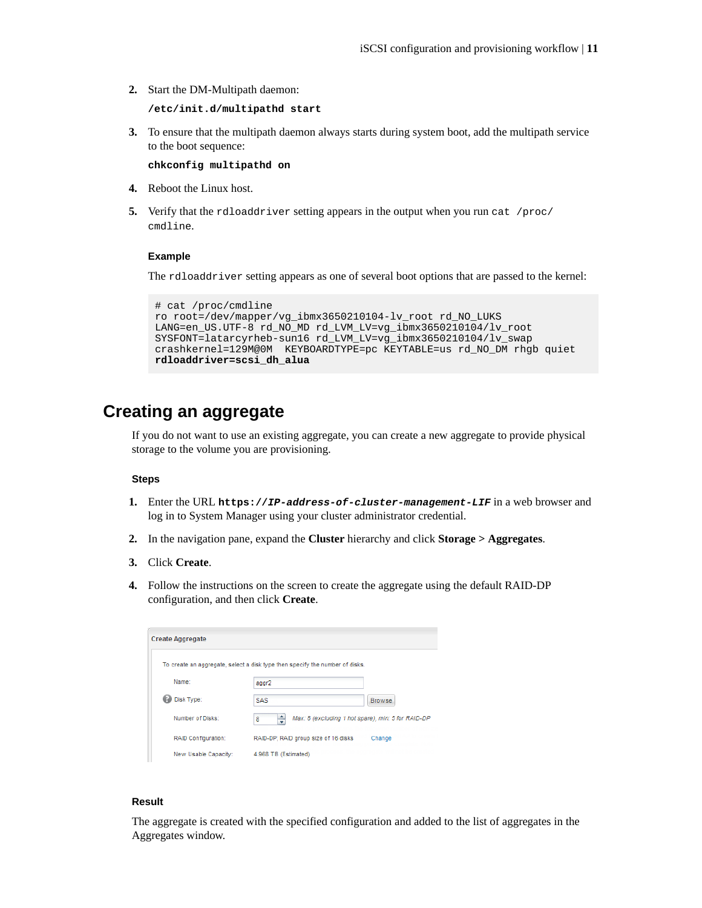2. Start the DM-Multipath daemon:

   **`/etc/init.d/multipathd start`**

3. To ensure that the multipath daemon always starts during system boot, add the multipath service to the boot sequence:

   **`chkconfig multipathd on`**

4. Reboot the Linux host.

5. Verify that the `rdloaddriver` setting appears in the output when you run `cat /proc/cmdline`.

   **Example**

   The `rdloaddriver` setting appears as one of several boot options that are passed to the kernel:

```
# cat /proc/cmdline
ro root=/dev/mapper/vg_ibmx3650210104-lv_root rd_NO_LUKS
LANG=en_US.UTF-8 rd_NO_MD rd_LVM_LV=vg_ibmx3650210104/lv_root
SYSFONT=latarcyrheb-sun16 rd_LVM_LV=vg_ibmx3650210104/lv_swap
crashkernel=129M@0M  KEYBOARDTYPE=pc KEYTABLE=us rd_NO_DM rhgb quiet
rdloaddriver=scsi_dh_alua
```

## Creating an aggregate

If you do not want to use an existing aggregate, you can create a new aggregate to provide physical storage to the volume you are provisioning.

### Steps

1. Enter the URL **`https://IP-address-of-cluster-management-LIF`** in a web browser and log in to System Manager using your cluster administrator credential.

2. In the navigation pane, expand the **Cluster** hierarchy and click **Storage** > **Aggregates**.

3. Click **Create**.

4. Follow the instructions on the screen to create the aggregate using the default RAID-DP configuration, and then click **Create**.

   Create Aggregate

   To create an aggregate, select a disk type then specify the number of disks.

   | | |
   |---|---|
   | Name: | aggr2 |
   | Disk Type: | SAS [Browse] |
   | Number of Disks: | 8 — Max: 8 (excluding 1 hot spare), min: 5 for RAID-DP |
   | RAID Configuration: | RAID-DP; RAID group size of 16 disks [Change] |
   | New Usable Capacity: | 4.968 TB (Estimated) |

### Result

The aggregate is created with the specified configuration and added to the list of aggregates in the Aggregates window.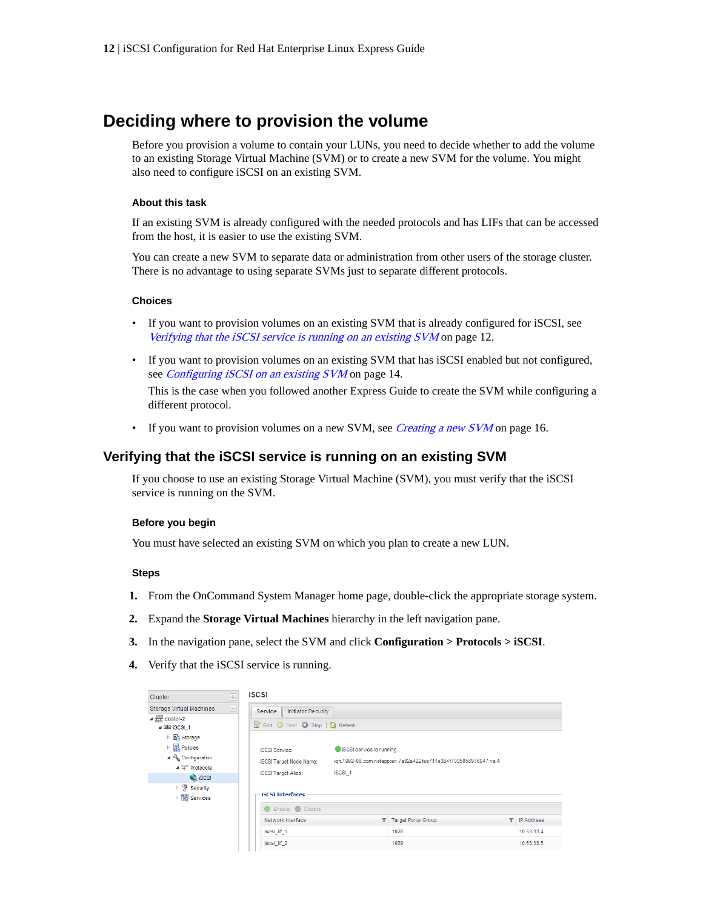# Deciding where to provision the volume

Before you provision a volume to contain your LUNs, you need to decide whether to add the volume to an existing Storage Virtual Machine (SVM) or to create a new SVM for the volume. You might also need to configure iSCSI on an existing SVM.

### About this task

If an existing SVM is already configured with the needed protocols and has LIFs that can be accessed from the host, it is easier to use the existing SVM.

You can create a new SVM to separate data or administration from other users of the storage cluster. There is no advantage to using separate SVMs just to separate different protocols.

### Choices

- If you want to provision volumes on an existing SVM that is already configured for iSCSI, see *Verifying that the iSCSI service is running on an existing SVM* on page 12.
- If you want to provision volumes on an existing SVM that has iSCSI enabled but not configured, see *Configuring iSCSI on an existing SVM* on page 14.

  This is the case when you followed another Express Guide to create the SVM while configuring a different protocol.
- If you want to provision volumes on a new SVM, see *Creating a new SVM* on page 16.

## Verifying that the iSCSI service is running on an existing SVM

If you choose to use an existing Storage Virtual Machine (SVM), you must verify that the iSCSI service is running on the SVM.

### Before you begin

You must have selected an existing SVM on which you plan to create a new LUN.

### Steps

1. From the OnCommand System Manager home page, double-click the appropriate storage system.
2. Expand the **Storage Virtual Machines** hierarchy in the left navigation pane.
3. In the navigation pane, select the SVM and click **Configuration > Protocols > iSCSI**.
4. Verify that the iSCSI service is running.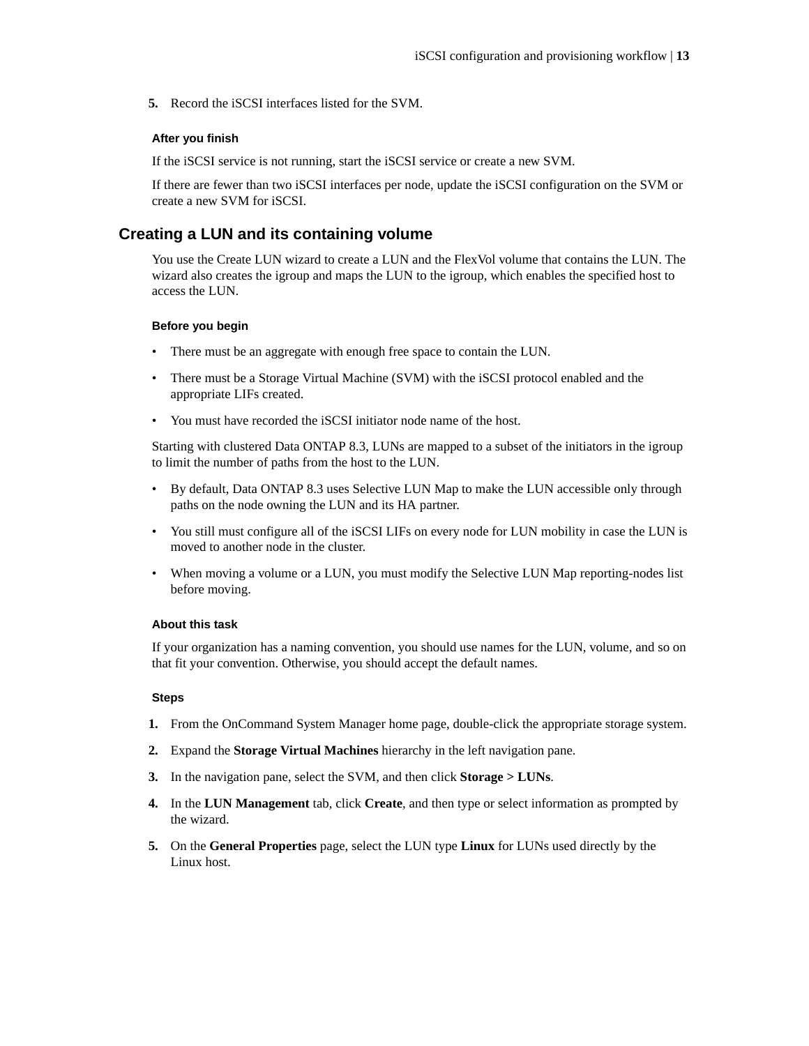5. Record the iSCSI interfaces listed for the SVM.

#### After you finish

If the iSCSI service is not running, start the iSCSI service or create a new SVM.

If there are fewer than two iSCSI interfaces per node, update the iSCSI configuration on the SVM or create a new SVM for iSCSI.

## Creating a LUN and its containing volume

You use the Create LUN wizard to create a LUN and the FlexVol volume that contains the LUN. The wizard also creates the igroup and maps the LUN to the igroup, which enables the specified host to access the LUN.

#### Before you begin

- There must be an aggregate with enough free space to contain the LUN.
- There must be a Storage Virtual Machine (SVM) with the iSCSI protocol enabled and the appropriate LIFs created.
- You must have recorded the iSCSI initiator node name of the host.

Starting with clustered Data ONTAP 8.3, LUNs are mapped to a subset of the initiators in the igroup to limit the number of paths from the host to the LUN.

- By default, Data ONTAP 8.3 uses Selective LUN Map to make the LUN accessible only through paths on the node owning the LUN and its HA partner.
- You still must configure all of the iSCSI LIFs on every node for LUN mobility in case the LUN is moved to another node in the cluster.
- When moving a volume or a LUN, you must modify the Selective LUN Map reporting-nodes list before moving.

#### About this task

If your organization has a naming convention, you should use names for the LUN, volume, and so on that fit your convention. Otherwise, you should accept the default names.

#### Steps

1. From the OnCommand System Manager home page, double-click the appropriate storage system.
2. Expand the **Storage Virtual Machines** hierarchy in the left navigation pane.
3. In the navigation pane, select the SVM, and then click **Storage > LUNs**.
4. In the **LUN Management** tab, click **Create**, and then type or select information as prompted by the wizard.
5. On the **General Properties** page, select the LUN type **Linux** for LUNs used directly by the Linux host.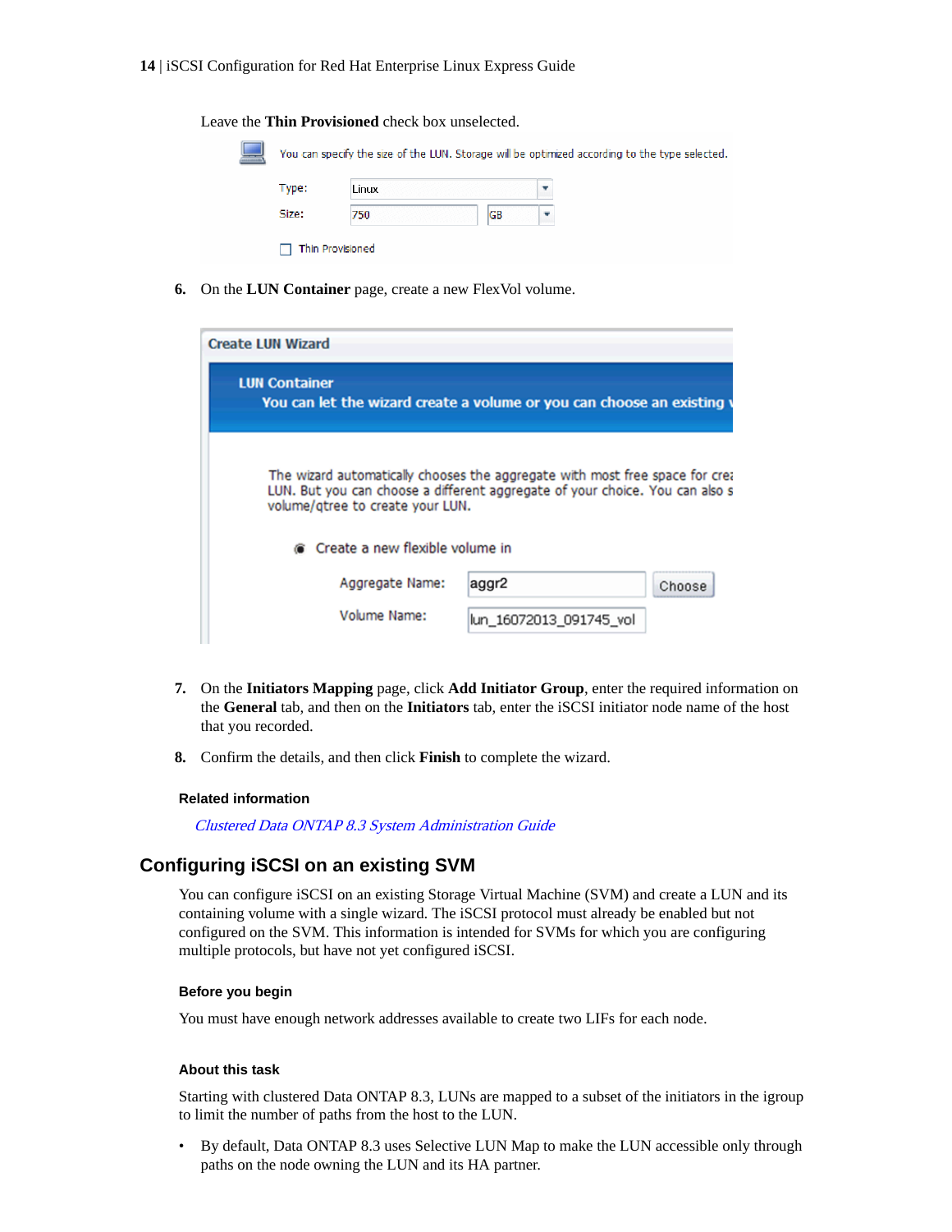Leave the **Thin Provisioned** check box unselected.

6. On the **LUN Container** page, create a new FlexVol volume.

7. On the **Initiators Mapping** page, click **Add Initiator Group**, enter the required information on the **General** tab, and then on the **Initiators** tab, enter the iSCSI initiator node name of the host that you recorded.

8. Confirm the details, and then click **Finish** to complete the wizard.

#### Related information

*Clustered Data ONTAP 8.3 System Administration Guide*

## Configuring iSCSI on an existing SVM

You can configure iSCSI on an existing Storage Virtual Machine (SVM) and create a LUN and its containing volume with a single wizard. The iSCSI protocol must already be enabled but not configured on the SVM. This information is intended for SVMs for which you are configuring multiple protocols, but have not yet configured iSCSI.

#### Before you begin

You must have enough network addresses available to create two LIFs for each node.

#### About this task

Starting with clustered Data ONTAP 8.3, LUNs are mapped to a subset of the initiators in the igroup to limit the number of paths from the host to the LUN.

- By default, Data ONTAP 8.3 uses Selective LUN Map to make the LUN accessible only through paths on the node owning the LUN and its HA partner.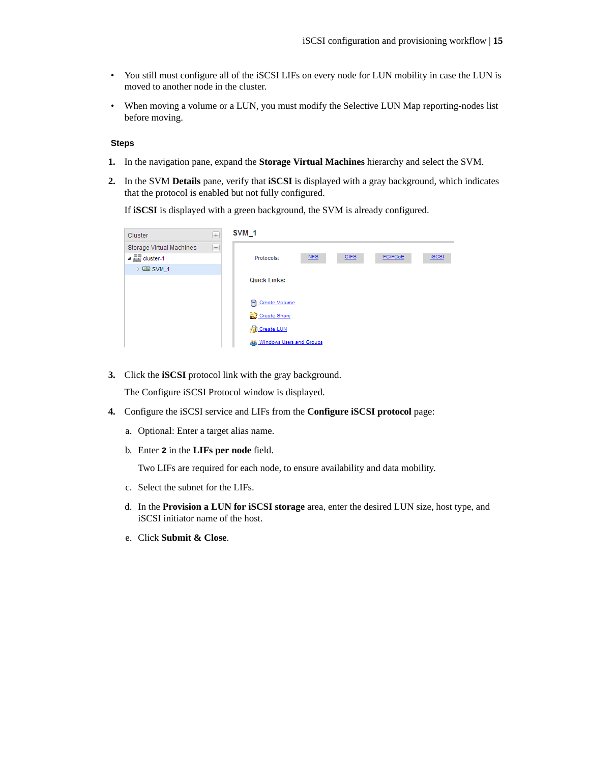- You still must configure all of the iSCSI LIFs on every node for LUN mobility in case the LUN is moved to another node in the cluster.
- When moving a volume or a LUN, you must modify the Selective LUN Map reporting-nodes list before moving.

### Steps

1. In the navigation pane, expand the **Storage Virtual Machines** hierarchy and select the SVM.
2. In the SVM **Details** pane, verify that **iSCSI** is displayed with a gray background, which indicates that the protocol is enabled but not fully configured.

   If **iSCSI** is displayed with a green background, the SVM is already configured.

3. Click the **iSCSI** protocol link with the gray background.

   The Configure iSCSI Protocol window is displayed.

4. Configure the iSCSI service and LIFs from the **Configure iSCSI protocol** page:
   a. Optional: Enter a target alias name.
   b. Enter **2** in the **LIFs per node** field.

      Two LIFs are required for each node, to ensure availability and data mobility.

   c. Select the subnet for the LIFs.
   d. In the **Provision a LUN for iSCSI storage** area, enter the desired LUN size, host type, and iSCSI initiator name of the host.
   e. Click **Submit & Close**.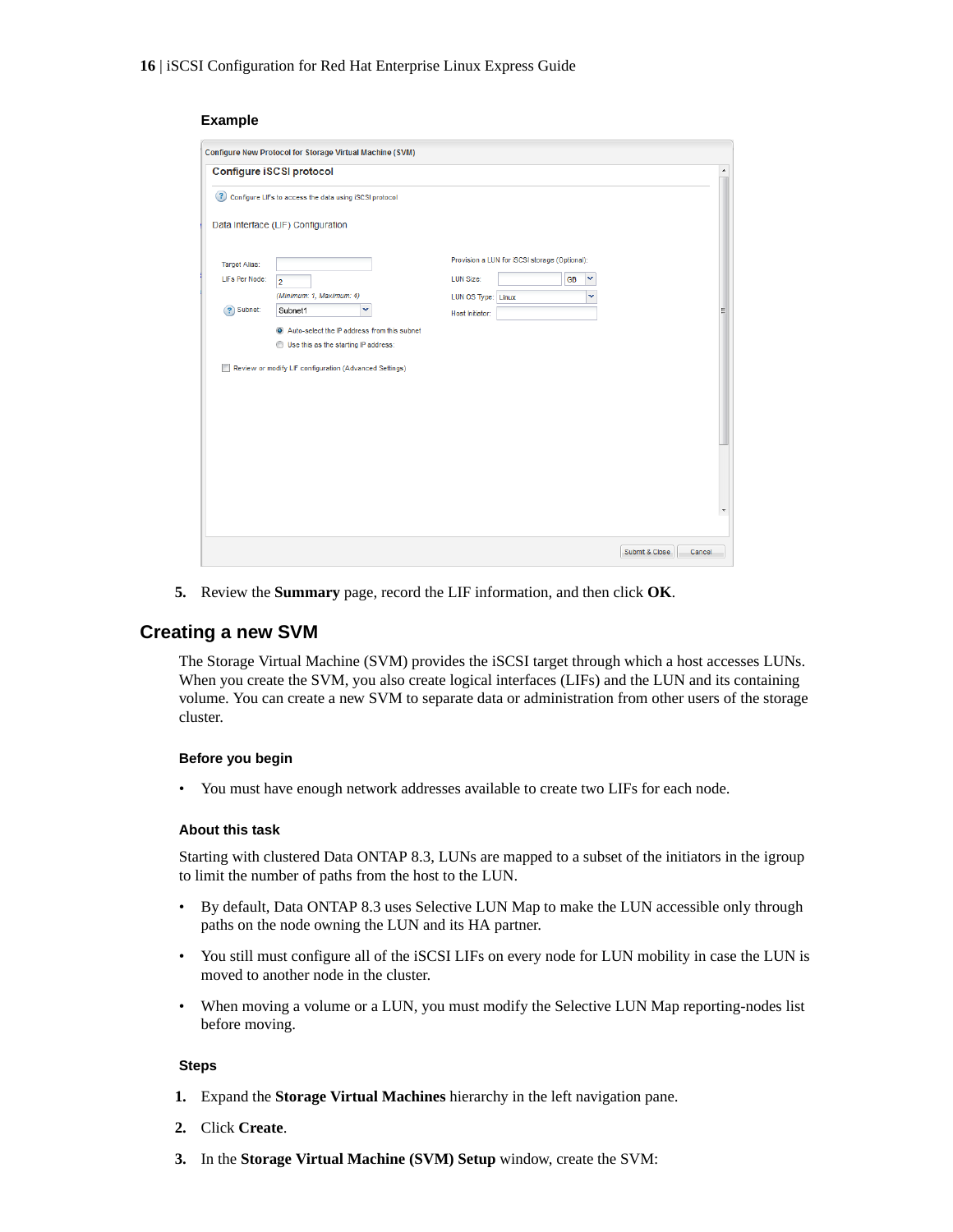**Example**

5. Review the **Summary** page, record the LIF information, and then click **OK**.

## Creating a new SVM

The Storage Virtual Machine (SVM) provides the iSCSI target through which a host accesses LUNs. When you create the SVM, you also create logical interfaces (LIFs) and the LUN and its containing volume. You can create a new SVM to separate data or administration from other users of the storage cluster.

### Before you begin

- You must have enough network addresses available to create two LIFs for each node.

### About this task

Starting with clustered Data ONTAP 8.3, LUNs are mapped to a subset of the initiators in the igroup to limit the number of paths from the host to the LUN.

- By default, Data ONTAP 8.3 uses Selective LUN Map to make the LUN accessible only through paths on the node owning the LUN and its HA partner.
- You still must configure all of the iSCSI LIFs on every node for LUN mobility in case the LUN is moved to another node in the cluster.
- When moving a volume or a LUN, you must modify the Selective LUN Map reporting-nodes list before moving.

### Steps

1. Expand the **Storage Virtual Machines** hierarchy in the left navigation pane.
2. Click **Create**.
3. In the **Storage Virtual Machine (SVM) Setup** window, create the SVM: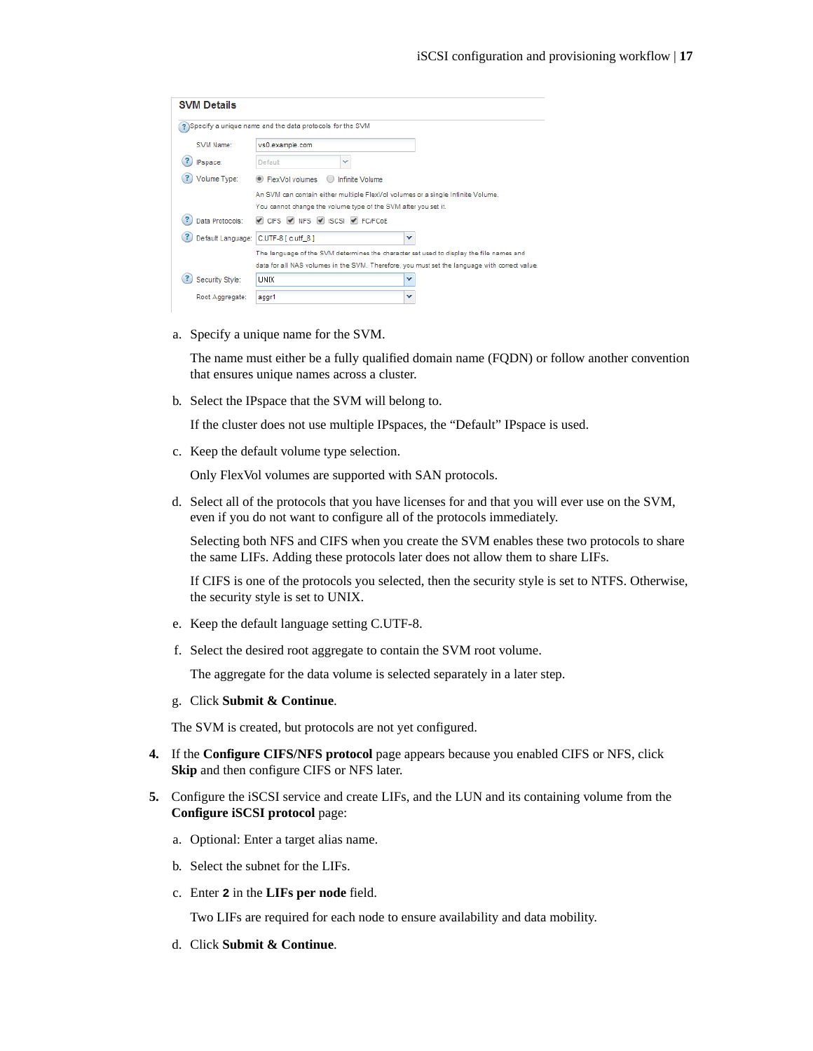**SVM Details**

Specify a unique name and the data protocols for the SVM

SVM Name: vs0.example.com

IPspace: Default

Volume Type: FlexVol volumes / Infinite Volume

An SVM can contain either multiple FlexVol volumes or a single Infinite Volume.
You cannot change the volume type of the SVM after you set it.

Data Protocols: CIFS NFS iSCSI FC/FCoE

Default Language: C.UTF-8 [ c.utf_8 ]

The language of the SVM determines the character set used to display the file names and data for all NAS volumes in the SVM. Therefore, you must set the language with correct value.

Security Style: UNIX

Root Aggregate: aggr1

a. Specify a unique name for the SVM.

   The name must either be a fully qualified domain name (FQDN) or follow another convention that ensures unique names across a cluster.

b. Select the IPspace that the SVM will belong to.

   If the cluster does not use multiple IPspaces, the “Default” IPspace is used.

c. Keep the default volume type selection.

   Only FlexVol volumes are supported with SAN protocols.

d. Select all of the protocols that you have licenses for and that you will ever use on the SVM, even if you do not want to configure all of the protocols immediately.

   Selecting both NFS and CIFS when you create the SVM enables these two protocols to share the same LIFs. Adding these protocols later does not allow them to share LIFs.

   If CIFS is one of the protocols you selected, then the security style is set to NTFS. Otherwise, the security style is set to UNIX.

e. Keep the default language setting C.UTF-8.

f. Select the desired root aggregate to contain the SVM root volume.

   The aggregate for the data volume is selected separately in a later step.

g. Click **Submit & Continue**.

The SVM is created, but protocols are not yet configured.

4. If the **Configure CIFS/NFS protocol** page appears because you enabled CIFS or NFS, click **Skip** and then configure CIFS or NFS later.

5. Configure the iSCSI service and create LIFs, and the LUN and its containing volume from the **Configure iSCSI protocol** page:

   a. Optional: Enter a target alias name.

   b. Select the subnet for the LIFs.

   c. Enter **2** in the **LIFs per node** field.

      Two LIFs are required for each node to ensure availability and data mobility.

   d. Click **Submit & Continue**.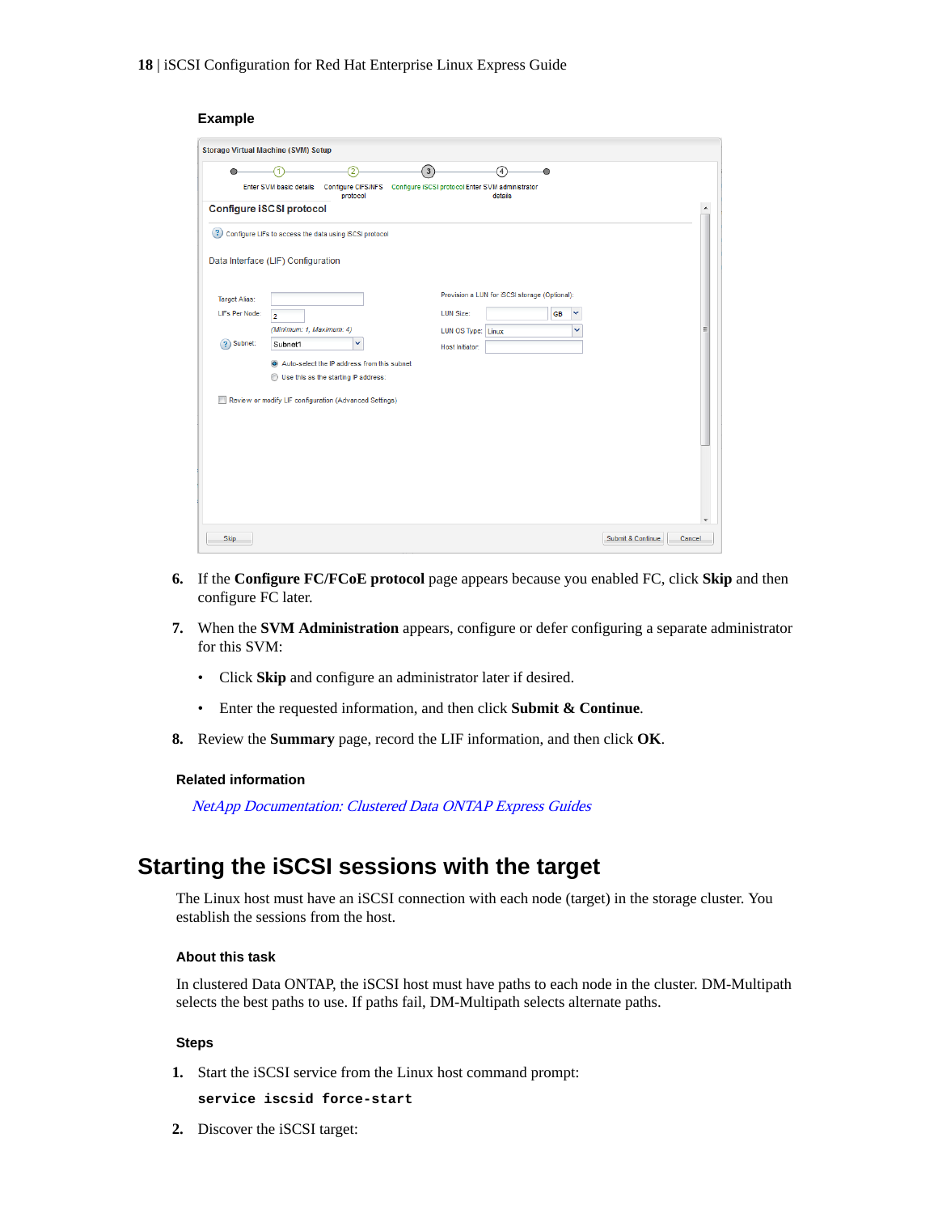**Example**

6. If the **Configure FC/FCoE protocol** page appears because you enabled FC, click **Skip** and then configure FC later.
7. When the **SVM Administration** appears, configure or defer configuring a separate administrator for this SVM:
   - Click **Skip** and configure an administrator later if desired.
   - Enter the requested information, and then click **Submit & Continue**.
8. Review the **Summary** page, record the LIF information, and then click **OK**.

**Related information**

*NetApp Documentation: Clustered Data ONTAP Express Guides*

## Starting the iSCSI sessions with the target

The Linux host must have an iSCSI connection with each node (target) in the storage cluster. You establish the sessions from the host.

**About this task**

In clustered Data ONTAP, the iSCSI host must have paths to each node in the cluster. DM-Multipath selects the best paths to use. If paths fail, DM-Multipath selects alternate paths.

**Steps**

1. Start the iSCSI service from the Linux host command prompt:

   ```
   service iscsid force-start
   ```

2. Discover the iSCSI target: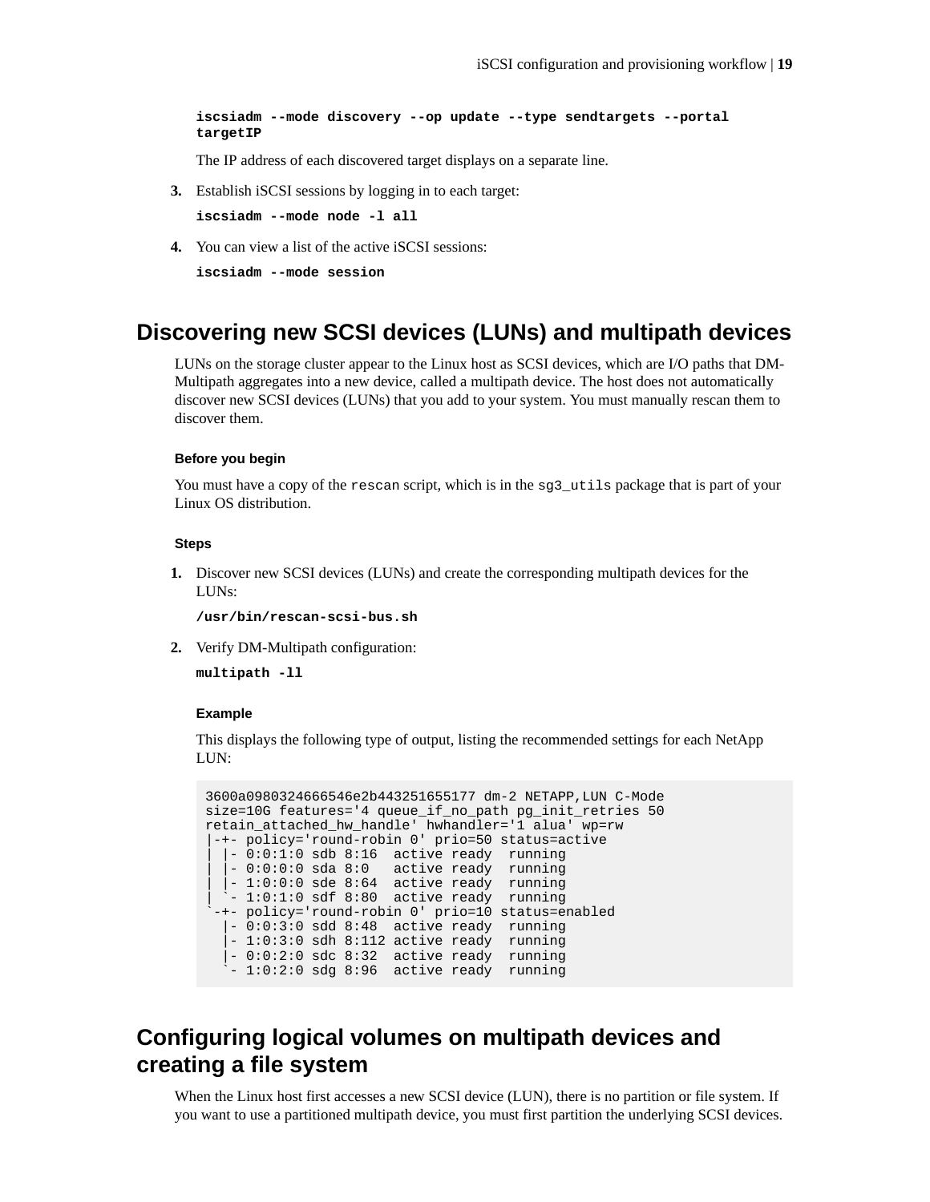```
iscsiadm --mode discovery --op update --type sendtargets --portal targetIP
```

The IP address of each discovered target displays on a separate line.

3. Establish iSCSI sessions by logging in to each target:

   ```
   iscsiadm --mode node -l all
   ```

4. You can view a list of the active iSCSI sessions:

   ```
   iscsiadm --mode session
   ```

## Discovering new SCSI devices (LUNs) and multipath devices

LUNs on the storage cluster appear to the Linux host as SCSI devices, which are I/O paths that DM-Multipath aggregates into a new device, called a multipath device. The host does not automatically discover new SCSI devices (LUNs) that you add to your system. You must manually rescan them to discover them.

#### Before you begin

You must have a copy of the `rescan` script, which is in the `sg3_utils` package that is part of your Linux OS distribution.

#### Steps

1. Discover new SCSI devices (LUNs) and create the corresponding multipath devices for the LUNs:

   ```
   /usr/bin/rescan-scsi-bus.sh
   ```

2. Verify DM-Multipath configuration:

   ```
   multipath -ll
   ```

#### Example

This displays the following type of output, listing the recommended settings for each NetApp LUN:

```
3600a0980324666546e2b443251655177 dm-2 NETAPP,LUN C-Mode
size=10G features='4 queue_if_no_path pg_init_retries 50
retain_attached_hw_handle' hwhandler='1 alua' wp=rw
|-+- policy='round-robin 0' prio=50 status=active
| |- 0:0:1:0 sdb 8:16  active ready  running
| |- 0:0:0:0 sda 8:0   active ready  running
| |- 1:0:0:0 sde 8:64  active ready  running
| `- 1:0:1:0 sdf 8:80  active ready  running
`-+- policy='round-robin 0' prio=10 status=enabled
  |- 0:0:3:0 sdd 8:48  active ready  running
  |- 1:0:3:0 sdh 8:112 active ready  running
  |- 0:0:2:0 sdc 8:32  active ready  running
  `- 1:0:2:0 sdg 8:96  active ready  running
```

## Configuring logical volumes on multipath devices and creating a file system

When the Linux host first accesses a new SCSI device (LUN), there is no partition or file system. If you want to use a partitioned multipath device, you must first partition the underlying SCSI devices.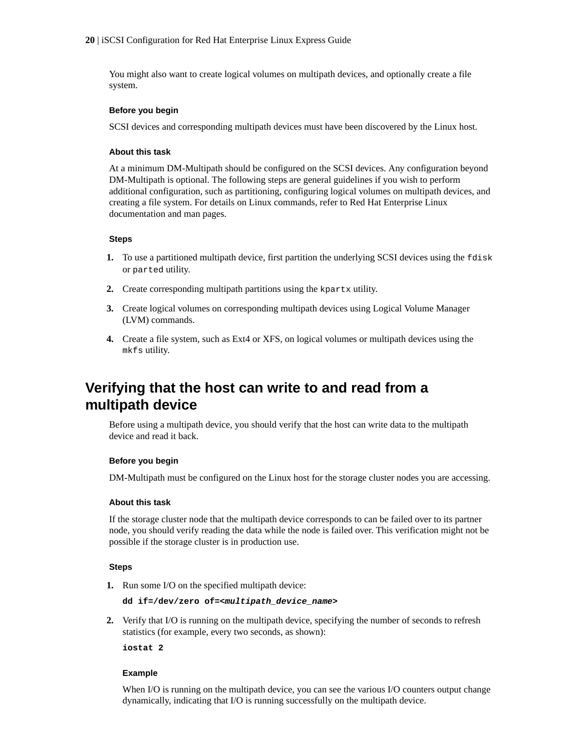You might also want to create logical volumes on multipath devices, and optionally create a file system.

#### Before you begin

SCSI devices and corresponding multipath devices must have been discovered by the Linux host.

#### About this task

At a minimum DM-Multipath should be configured on the SCSI devices. Any configuration beyond DM-Multipath is optional. The following steps are general guidelines if you wish to perform additional configuration, such as partitioning, configuring logical volumes on multipath devices, and creating a file system. For details on Linux commands, refer to Red Hat Enterprise Linux documentation and man pages.

#### Steps

1. To use a partitioned multipath device, first partition the underlying SCSI devices using the `fdisk` or `parted` utility.
2. Create corresponding multipath partitions using the `kpartx` utility.
3. Create logical volumes on corresponding multipath devices using Logical Volume Manager (LVM) commands.
4. Create a file system, such as Ext4 or XFS, on logical volumes or multipath devices using the `mkfs` utility.

## Verifying that the host can write to and read from a multipath device

Before using a multipath device, you should verify that the host can write data to the multipath device and read it back.

#### Before you begin

DM-Multipath must be configured on the Linux host for the storage cluster nodes you are accessing.

#### About this task

If the storage cluster node that the multipath device corresponds to can be failed over to its partner node, you should verify reading the data while the node is failed over. This verification might not be possible if the storage cluster is in production use.

#### Steps

1. Run some I/O on the specified multipath device:

   ```
   dd if=/dev/zero of=<multipath_device_name>
   ```

2. Verify that I/O is running on the multipath device, specifying the number of seconds to refresh statistics (for example, every two seconds, as shown):

   ```
   iostat 2
   ```

   #### Example

   When I/O is running on the multipath device, you can see the various I/O counters output change dynamically, indicating that I/O is running successfully on the multipath device.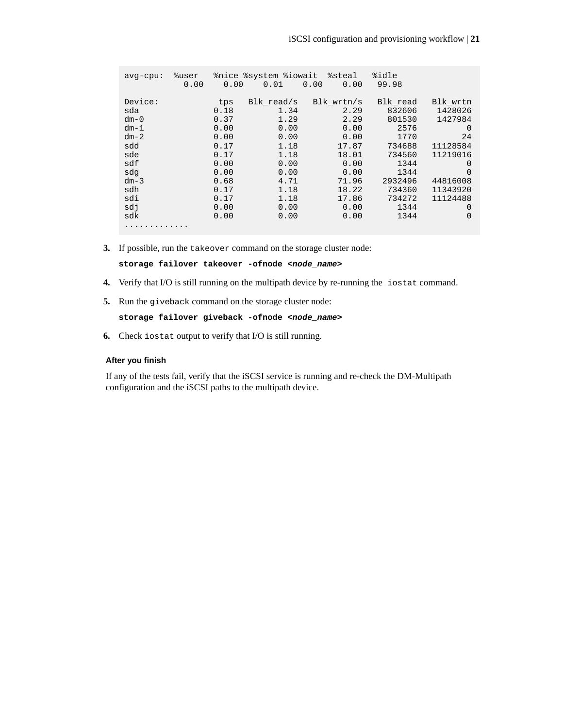```
avg-cpu:  %user   %nice %system %iowait  %steal   %idle
           0.00    0.00    0.01    0.00    0.00   99.98

Device:            tps   Blk_read/s   Blk_wrtn/s   Blk_read   Blk_wrtn
sda               0.18         1.34         2.29     832606    1428026
dm-0              0.37         1.29         2.29     801530    1427984
dm-1              0.00         0.00         0.00       2576          0
dm-2              0.00         0.00         0.00       1770         24
sdd               0.17         1.18        17.87     734688   11128584
sde               0.17         1.18        18.01     734560   11219016
sdf               0.00         0.00         0.00       1344          0
sdg               0.00         0.00         0.00       1344          0
dm-3              0.68         4.71        71.96    2932496   44816008
sdh               0.17         1.18        18.22     734360   11343920
sdi               0.17         1.18        17.86     734272   11124488
sdj               0.00         0.00         0.00       1344          0
sdk               0.00         0.00         0.00       1344          0
.............
```

3. If possible, run the `takeover` command on the storage cluster node:

   **`storage failover takeover -ofnode <node_name>`**

4. Verify that I/O is still running on the multipath device by re-running the `iostat` command.

5. Run the `giveback` command on the storage cluster node:

   **`storage failover giveback -ofnode <node_name>`**

6. Check `iostat` output to verify that I/O is still running.

#### After you finish

If any of the tests fail, verify that the iSCSI service is running and re-check the DM-Multipath configuration and the iSCSI paths to the multipath device.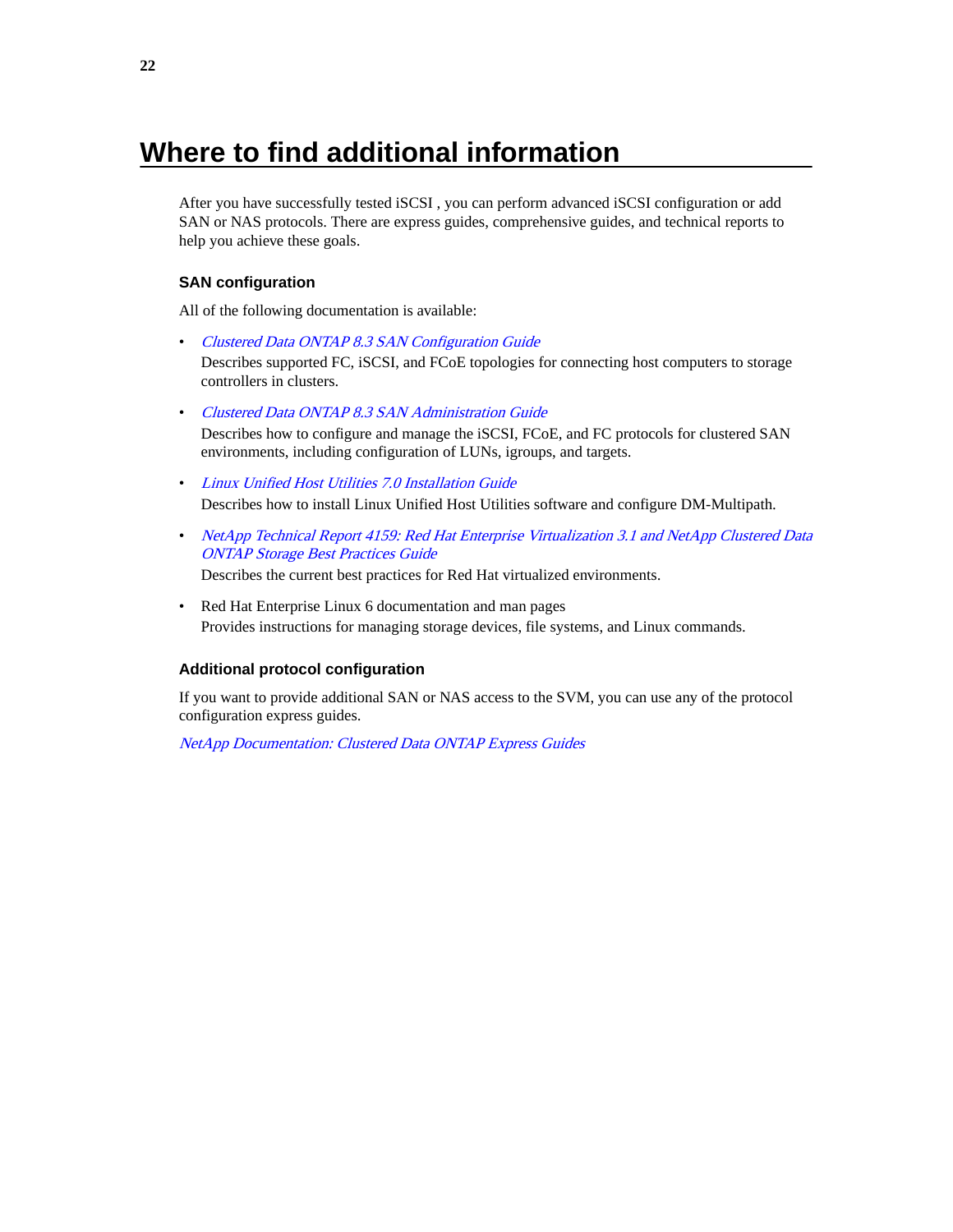# Where to find additional information

After you have successfully tested iSCSI , you can perform advanced iSCSI configuration or add SAN or NAS protocols. There are express guides, comprehensive guides, and technical reports to help you achieve these goals.

### SAN configuration

All of the following documentation is available:

- *Clustered Data ONTAP 8.3 SAN Configuration Guide*
  Describes supported FC, iSCSI, and FCoE topologies for connecting host computers to storage controllers in clusters.
- *Clustered Data ONTAP 8.3 SAN Administration Guide*
  Describes how to configure and manage the iSCSI, FCoE, and FC protocols for clustered SAN environments, including configuration of LUNs, igroups, and targets.
- *Linux Unified Host Utilities 7.0 Installation Guide*
  Describes how to install Linux Unified Host Utilities software and configure DM-Multipath.
- *NetApp Technical Report 4159: Red Hat Enterprise Virtualization 3.1 and NetApp Clustered Data ONTAP Storage Best Practices Guide*
  Describes the current best practices for Red Hat virtualized environments.
- Red Hat Enterprise Linux 6 documentation and man pages
  Provides instructions for managing storage devices, file systems, and Linux commands.

### Additional protocol configuration

If you want to provide additional SAN or NAS access to the SVM, you can use any of the protocol configuration express guides.

*NetApp Documentation: Clustered Data ONTAP Express Guides*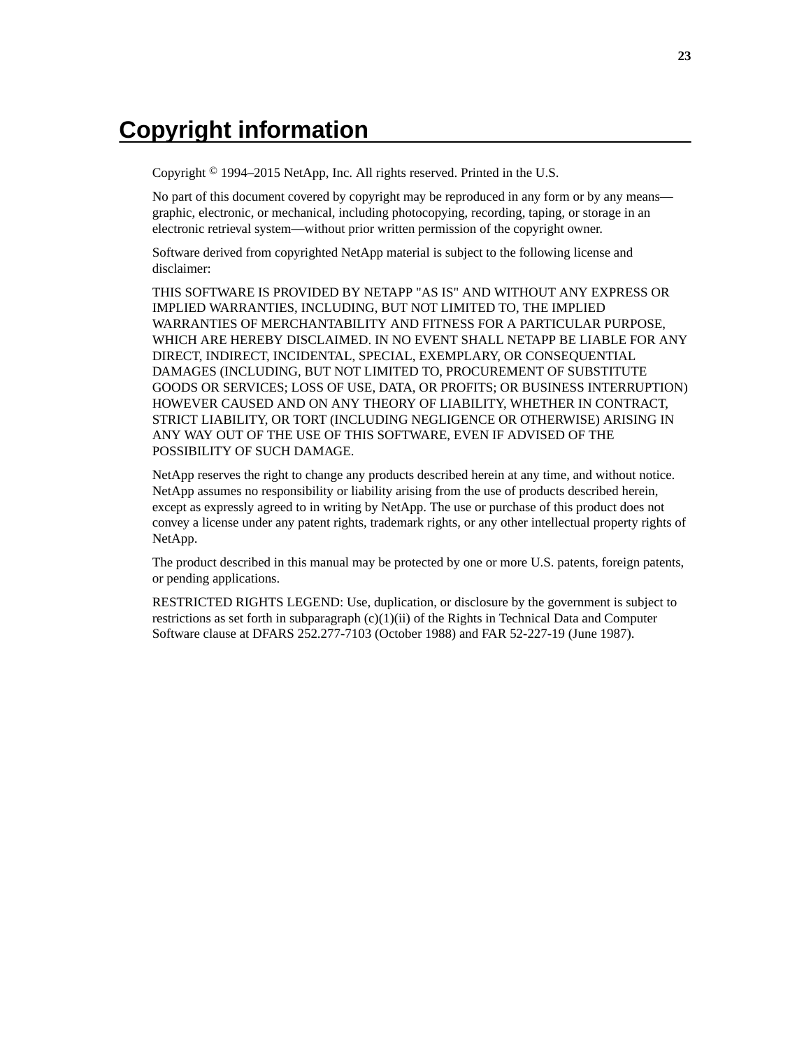# Copyright information

Copyright © 1994–2015 NetApp, Inc. All rights reserved. Printed in the U.S.

No part of this document covered by copyright may be reproduced in any form or by any means—graphic, electronic, or mechanical, including photocopying, recording, taping, or storage in an electronic retrieval system—without prior written permission of the copyright owner.

Software derived from copyrighted NetApp material is subject to the following license and disclaimer:

THIS SOFTWARE IS PROVIDED BY NETAPP "AS IS" AND WITHOUT ANY EXPRESS OR IMPLIED WARRANTIES, INCLUDING, BUT NOT LIMITED TO, THE IMPLIED WARRANTIES OF MERCHANTABILITY AND FITNESS FOR A PARTICULAR PURPOSE, WHICH ARE HEREBY DISCLAIMED. IN NO EVENT SHALL NETAPP BE LIABLE FOR ANY DIRECT, INDIRECT, INCIDENTAL, SPECIAL, EXEMPLARY, OR CONSEQUENTIAL DAMAGES (INCLUDING, BUT NOT LIMITED TO, PROCUREMENT OF SUBSTITUTE GOODS OR SERVICES; LOSS OF USE, DATA, OR PROFITS; OR BUSINESS INTERRUPTION) HOWEVER CAUSED AND ON ANY THEORY OF LIABILITY, WHETHER IN CONTRACT, STRICT LIABILITY, OR TORT (INCLUDING NEGLIGENCE OR OTHERWISE) ARISING IN ANY WAY OUT OF THE USE OF THIS SOFTWARE, EVEN IF ADVISED OF THE POSSIBILITY OF SUCH DAMAGE.

NetApp reserves the right to change any products described herein at any time, and without notice. NetApp assumes no responsibility or liability arising from the use of products described herein, except as expressly agreed to in writing by NetApp. The use or purchase of this product does not convey a license under any patent rights, trademark rights, or any other intellectual property rights of NetApp.

The product described in this manual may be protected by one or more U.S. patents, foreign patents, or pending applications.

RESTRICTED RIGHTS LEGEND: Use, duplication, or disclosure by the government is subject to restrictions as set forth in subparagraph (c)(1)(ii) of the Rights in Technical Data and Computer Software clause at DFARS 252.277-7103 (October 1988) and FAR 52-227-19 (June 1987).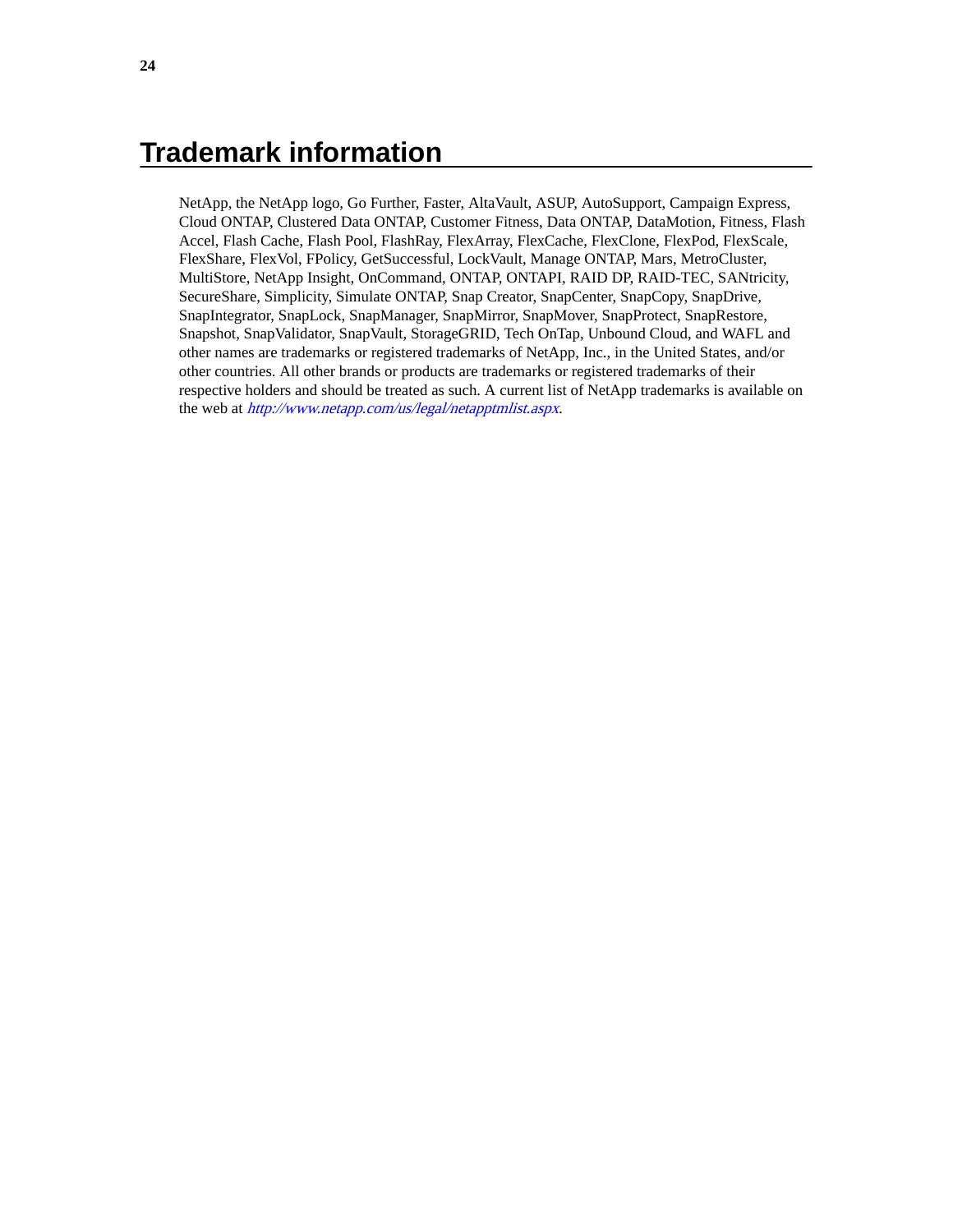# Trademark information

NetApp, the NetApp logo, Go Further, Faster, AltaVault, ASUP, AutoSupport, Campaign Express, Cloud ONTAP, Clustered Data ONTAP, Customer Fitness, Data ONTAP, DataMotion, Fitness, Flash Accel, Flash Cache, Flash Pool, FlashRay, FlexArray, FlexCache, FlexClone, FlexPod, FlexScale, FlexShare, FlexVol, FPolicy, GetSuccessful, LockVault, Manage ONTAP, Mars, MetroCluster, MultiStore, NetApp Insight, OnCommand, ONTAP, ONTAPI, RAID DP, RAID-TEC, SANtricity, SecureShare, Simplicity, Simulate ONTAP, Snap Creator, SnapCenter, SnapCopy, SnapDrive, SnapIntegrator, SnapLock, SnapManager, SnapMirror, SnapMover, SnapProtect, SnapRestore, Snapshot, SnapValidator, SnapVault, StorageGRID, Tech OnTap, Unbound Cloud, and WAFL and other names are trademarks or registered trademarks of NetApp, Inc., in the United States, and/or other countries. All other brands or products are trademarks or registered trademarks of their respective holders and should be treated as such. A current list of NetApp trademarks is available on the web at *http://www.netapp.com/us/legal/netapptmlist.aspx*.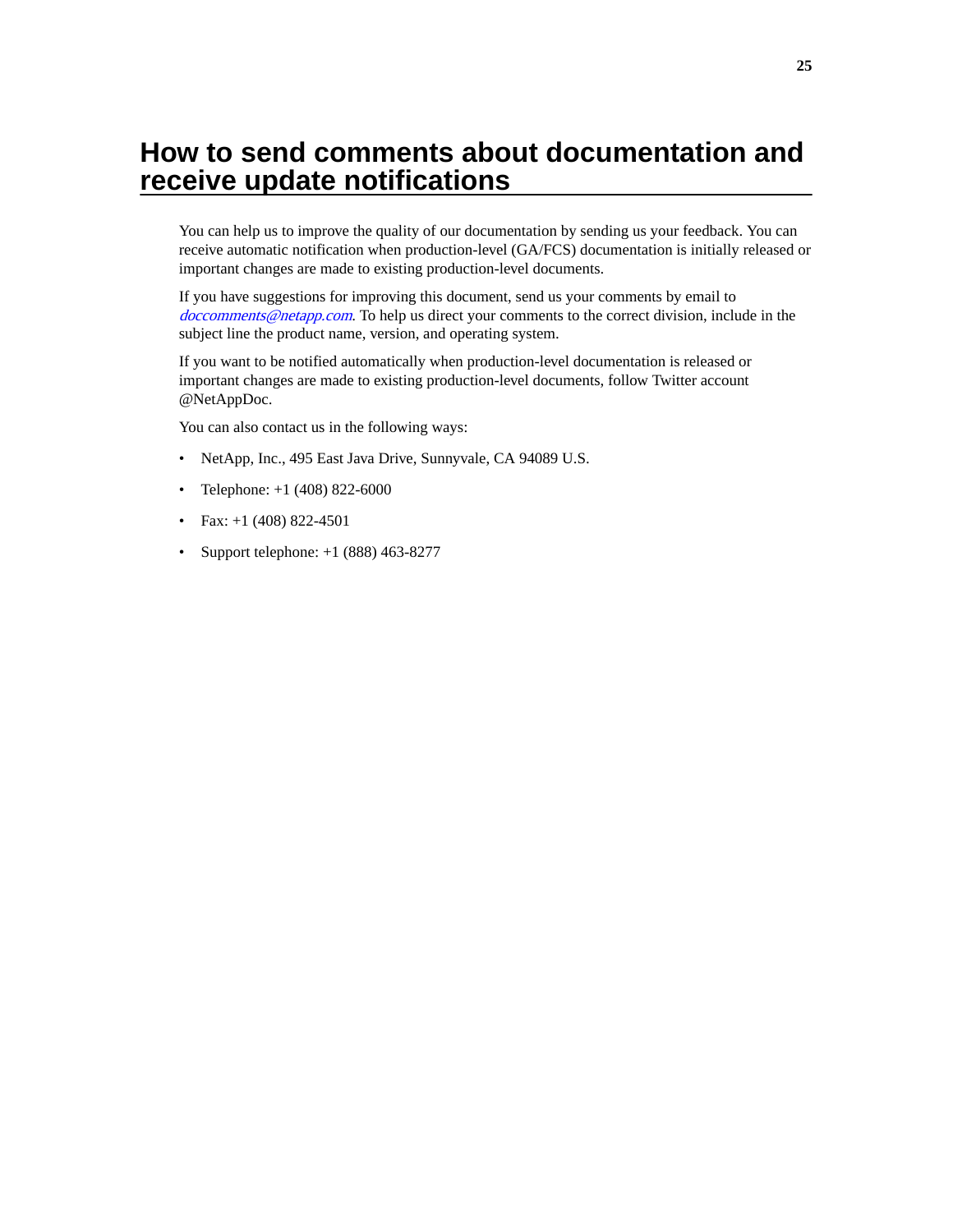# How to send comments about documentation and receive update notifications

You can help us to improve the quality of our documentation by sending us your feedback. You can receive automatic notification when production-level (GA/FCS) documentation is initially released or important changes are made to existing production-level documents.

If you have suggestions for improving this document, send us your comments by email to *doccomments@netapp.com*. To help us direct your comments to the correct division, include in the subject line the product name, version, and operating system.

If you want to be notified automatically when production-level documentation is released or important changes are made to existing production-level documents, follow Twitter account @NetAppDoc.

You can also contact us in the following ways:

- NetApp, Inc., 495 East Java Drive, Sunnyvale, CA 94089 U.S.
- Telephone: +1 (408) 822-6000
- Fax: +1 (408) 822-4501
- Support telephone: +1 (888) 463-8277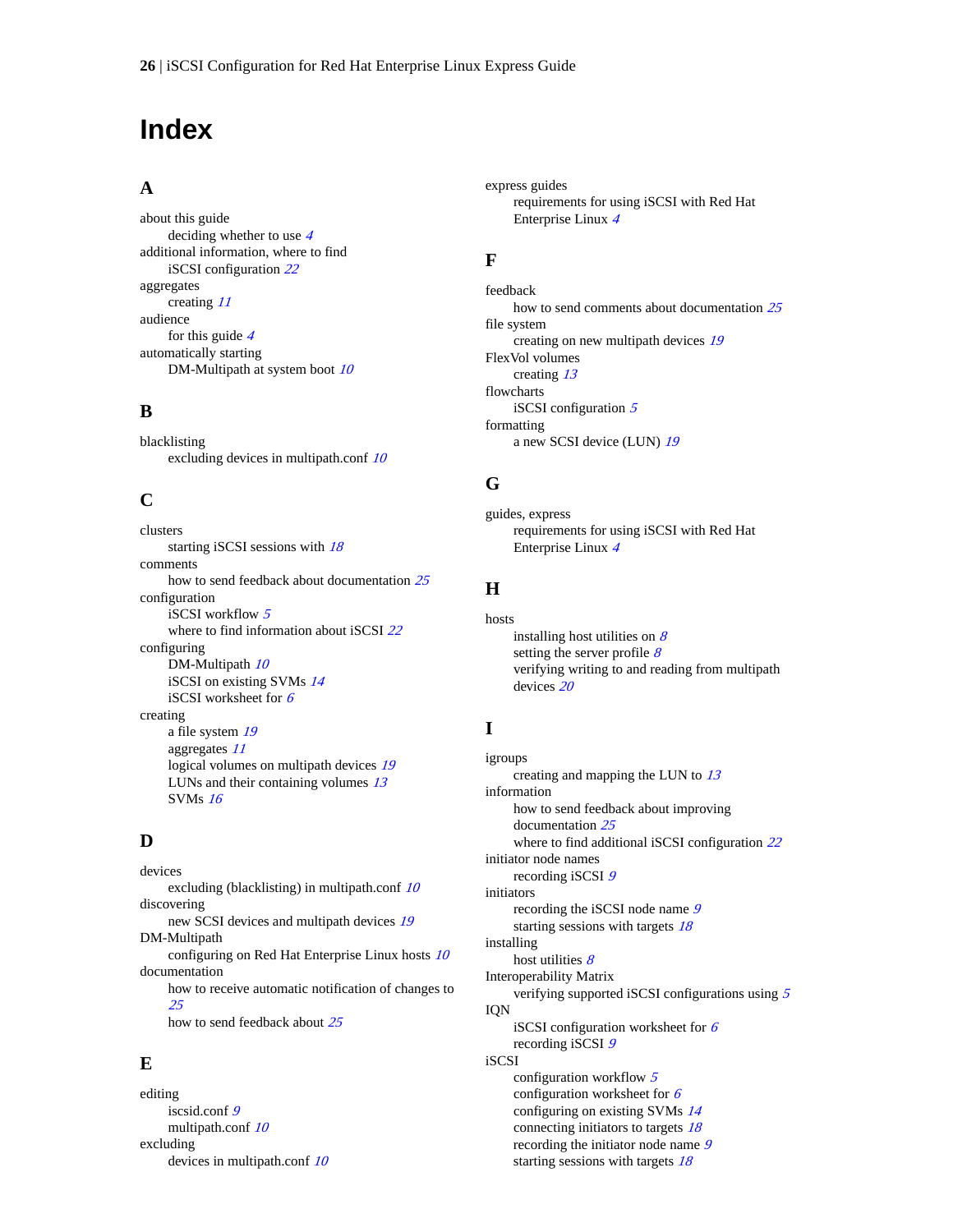# Index

## A

about this guide
- deciding whether to use *4*

additional information, where to find
- iSCSI configuration *22*

aggregates
- creating *11*

audience
- for this guide *4*

automatically starting
- DM-Multipath at system boot *10*

## B

blacklisting
- excluding devices in multipath.conf *10*

## C

clusters
- starting iSCSI sessions with *18*

comments
- how to send feedback about documentation *25*

configuration
- iSCSI workflow *5*
- where to find information about iSCSI *22*

configuring
- DM-Multipath *10*
- iSCSI on existing SVMs *14*
- iSCSI worksheet for *6*

creating
- a file system *19*
- aggregates *11*
- logical volumes on multipath devices *19*
- LUNs and their containing volumes *13*
- SVMs *16*

## D

devices
- excluding (blacklisting) in multipath.conf *10*

discovering
- new SCSI devices and multipath devices *19*

DM-Multipath
- configuring on Red Hat Enterprise Linux hosts *10*

documentation
- how to receive automatic notification of changes to *25*
- how to send feedback about *25*

## E

editing
- iscsid.conf *9*
- multipath.conf *10*

excluding
- devices in multipath.conf *10*

express guides
- requirements for using iSCSI with Red Hat Enterprise Linux *4*

## F

feedback
- how to send comments about documentation *25*

file system
- creating on new multipath devices *19*

FlexVol volumes
- creating *13*

flowcharts
- iSCSI configuration *5*

formatting
- a new SCSI device (LUN) *19*

## G

guides, express
- requirements for using iSCSI with Red Hat Enterprise Linux *4*

## H

hosts
- installing host utilities on *8*
- setting the server profile *8*
- verifying writing to and reading from multipath devices *20*

## I

igroups
- creating and mapping the LUN to *13*

information
- how to send feedback about improving documentation *25*
- where to find additional iSCSI configuration *22*

initiator node names
- recording iSCSI *9*

initiators
- recording the iSCSI node name *9*
- starting sessions with targets *18*

installing
- host utilities *8*

Interoperability Matrix
- verifying supported iSCSI configurations using *5*

IQN
- iSCSI configuration worksheet for *6*
- recording iSCSI *9*

iSCSI
- configuration workflow *5*
- configuration worksheet for *6*
- configuring on existing SVMs *14*
- connecting initiators to targets *18*
- recording the initiator node name *9*
- starting sessions with targets *18*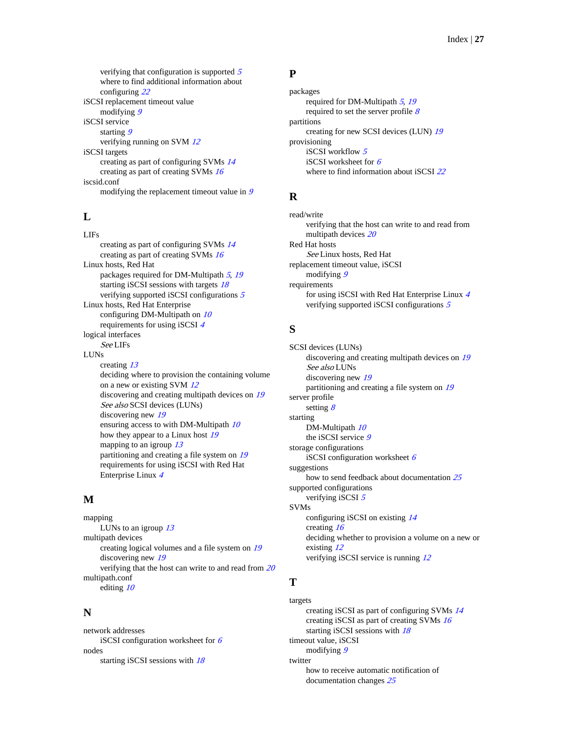verifying that configuration is supported 5
where to find additional information about configuring 22

iSCSI replacement timeout value
- modifying 9

iSCSI service
- starting 9
- verifying running on SVM 12

iSCSI targets
- creating as part of configuring SVMs 14
- creating as part of creating SVMs 16

iscsid.conf
- modifying the replacement timeout value in 9

## L

LIFs
- creating as part of configuring SVMs 14
- creating as part of creating SVMs 16

Linux hosts, Red Hat
- packages required for DM-Multipath 5, 19
- starting iSCSI sessions with targets 18
- verifying supported iSCSI configurations 5

Linux hosts, Red Hat Enterprise
- configuring DM-Multipath on 10
- requirements for using iSCSI 4

logical interfaces
- *See* LIFs

LUNs
- creating 13
- deciding where to provision the containing volume on a new or existing SVM 12
- discovering and creating multipath devices on 19
- *See also* SCSI devices (LUNs)
- discovering new 19
- ensuring access to with DM-Multipath 10
- how they appear to a Linux host 19
- mapping to an igroup 13
- partitioning and creating a file system on 19
- requirements for using iSCSI with Red Hat Enterprise Linux 4

## M

mapping
- LUNs to an igroup 13

multipath devices
- creating logical volumes and a file system on 19
- discovering new 19
- verifying that the host can write to and read from 20

multipath.conf
- editing 10

## N

network addresses
- iSCSI configuration worksheet for 6

nodes
- starting iSCSI sessions with 18

## P

packages
- required for DM-Multipath 5, 19
- required to set the server profile 8

partitions
- creating for new SCSI devices (LUN) 19

provisioning
- iSCSI workflow 5
- iSCSI worksheet for 6
- where to find information about iSCSI 22

## R

read/write
- verifying that the host can write to and read from multipath devices 20

Red Hat hosts
- *See* Linux hosts, Red Hat

replacement timeout value, iSCSI
- modifying 9

requirements
- for using iSCSI with Red Hat Enterprise Linux 4
- verifying supported iSCSI configurations 5

## S

SCSI devices (LUNs)
- discovering and creating multipath devices on 19
- *See also* LUNs
- discovering new 19
- partitioning and creating a file system on 19

server profile
- setting 8

starting
- DM-Multipath 10
- the iSCSI service 9

storage configurations
- iSCSI configuration worksheet 6

suggestions
- how to send feedback about documentation 25

supported configurations
- verifying iSCSI 5

SVMs
- configuring iSCSI on existing 14
- creating 16
- deciding whether to provision a volume on a new or existing 12
- verifying iSCSI service is running 12

## T

targets
- creating iSCSI as part of configuring SVMs 14
- creating iSCSI as part of creating SVMs 16
- starting iSCSI sessions with 18

timeout value, iSCSI
- modifying 9

twitter
- how to receive automatic notification of documentation changes 25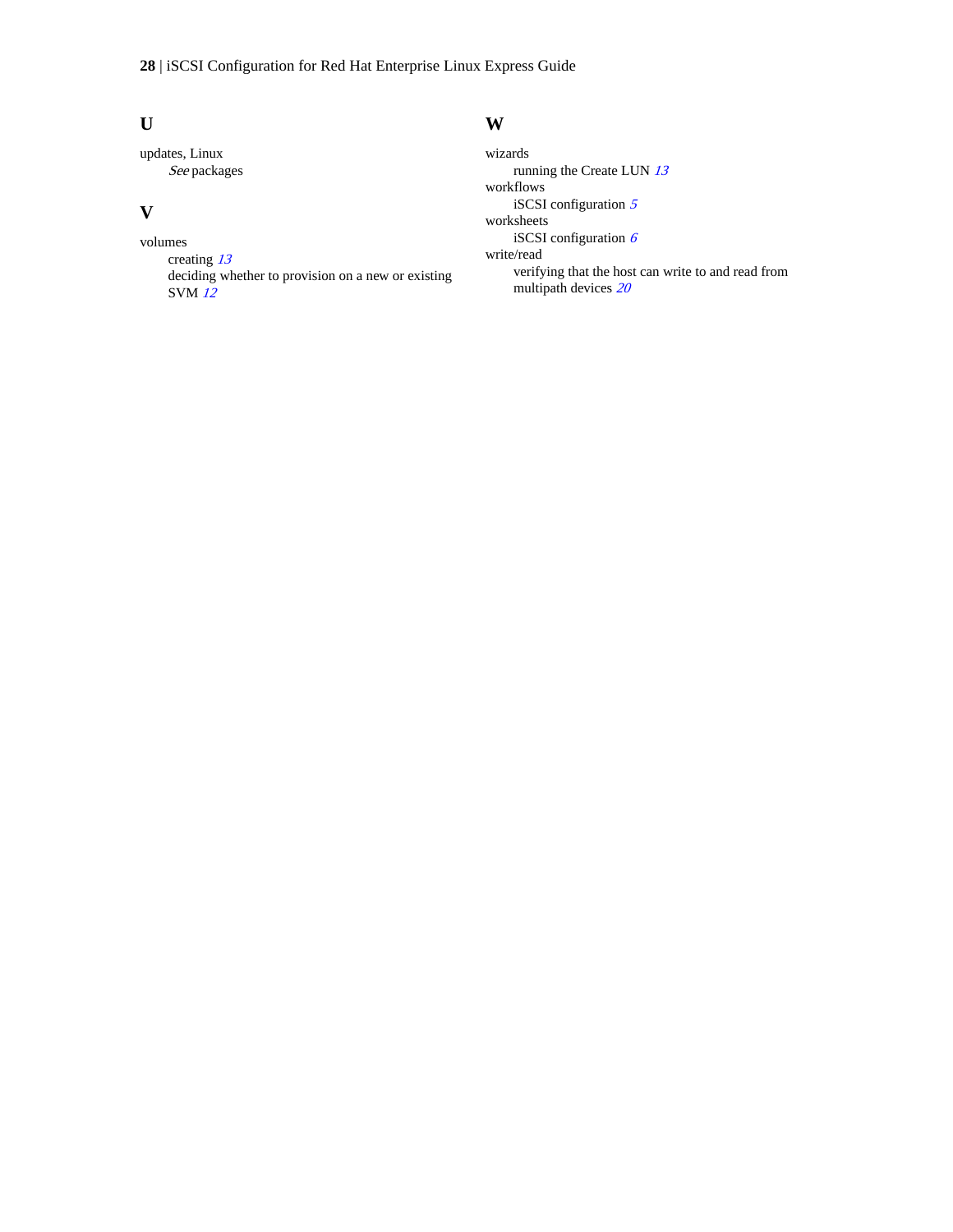## U

updates, Linux
  *See* packages

## V

volumes
  creating *13*
  deciding whether to provision on a new or existing SVM *12*

## W

wizards
  running the Create LUN *13*
workflows
  iSCSI configuration *5*
worksheets
  iSCSI configuration *6*
write/read
  verifying that the host can write to and read from multipath devices *20*